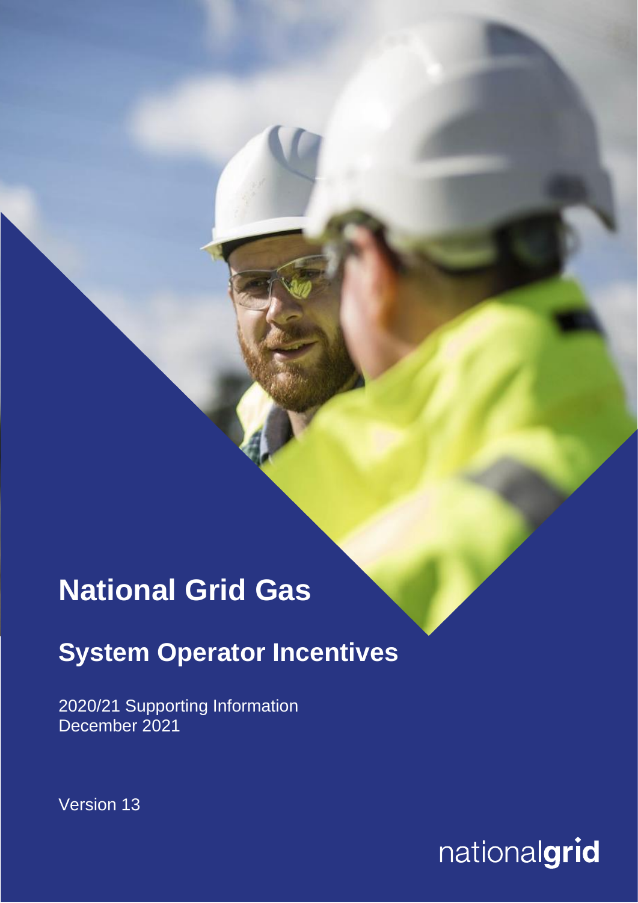# National Grid Gas

## System Operator Incentives

2020/21 Supporting Information
December 2021

Version 13

nationalgrid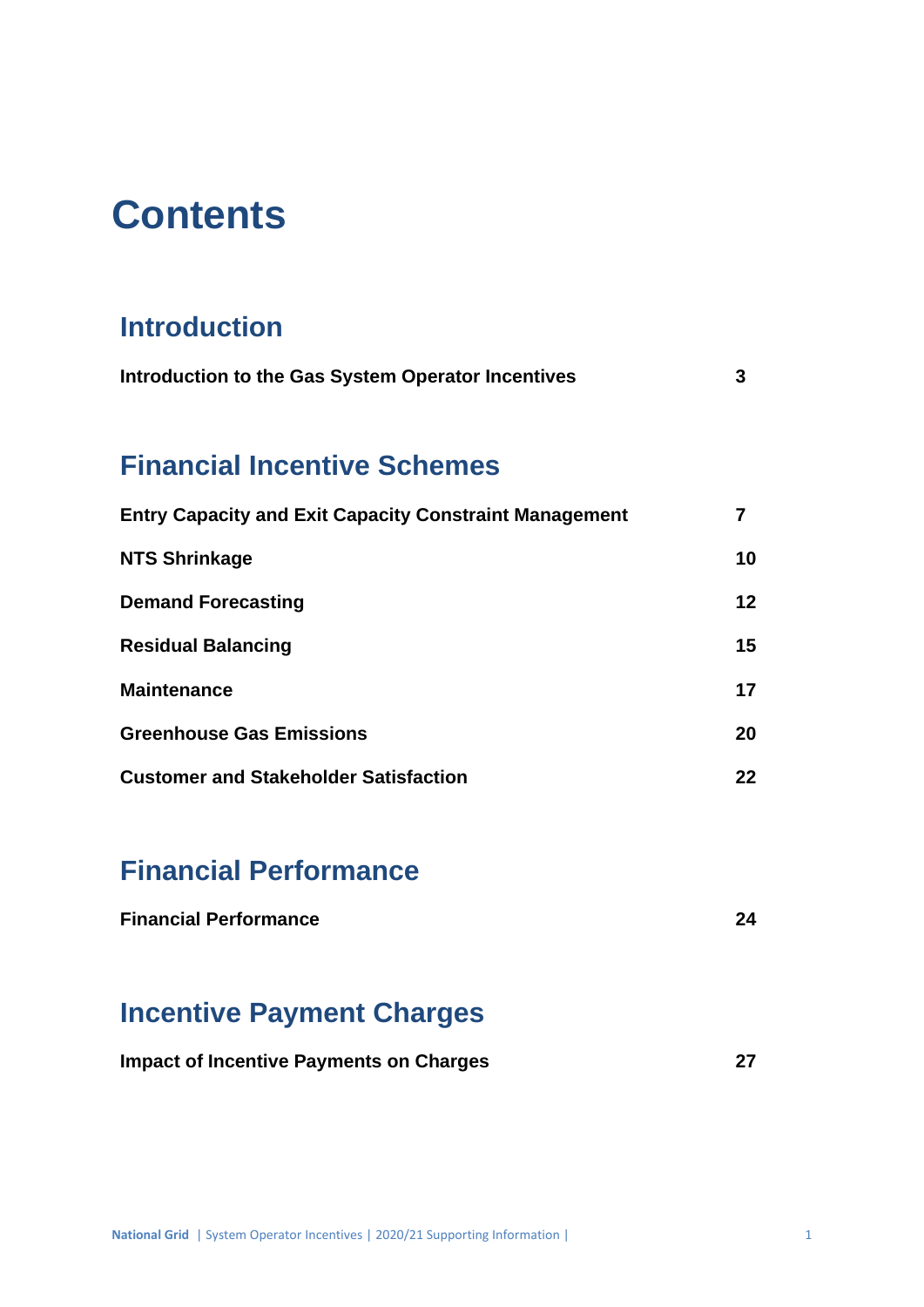# Contents

## Introduction

**Introduction to the Gas System Operator Incentives** **3**

## Financial Incentive Schemes

**Entry Capacity and Exit Capacity Constraint Management** **7**

**NTS Shrinkage** **10**

**Demand Forecasting** **12**

**Residual Balancing** **15**

**Maintenance** **17**

**Greenhouse Gas Emissions** **20**

**Customer and Stakeholder Satisfaction** **22**

## Financial Performance

**Financial Performance** **24**

## Incentive Payment Charges

**Impact of Incentive Payments on Charges** **27**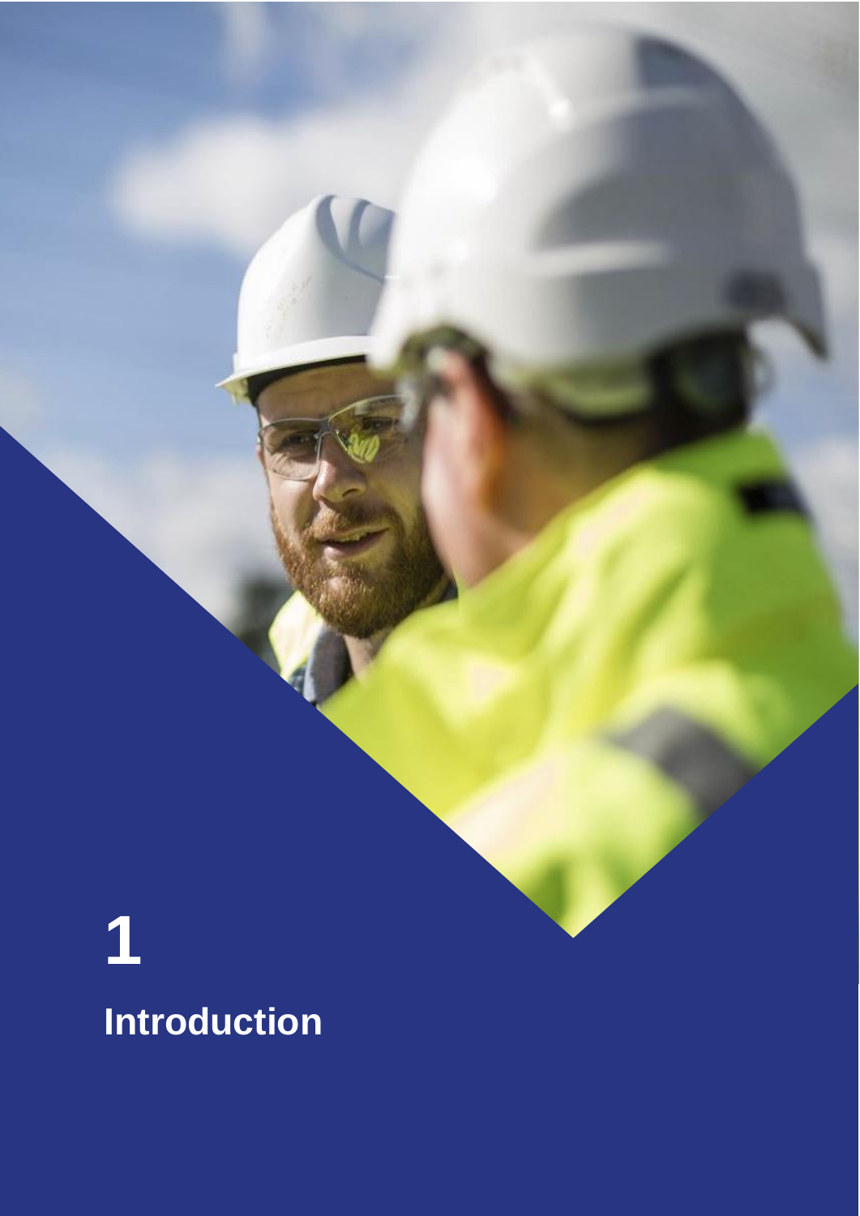# 1

# Introduction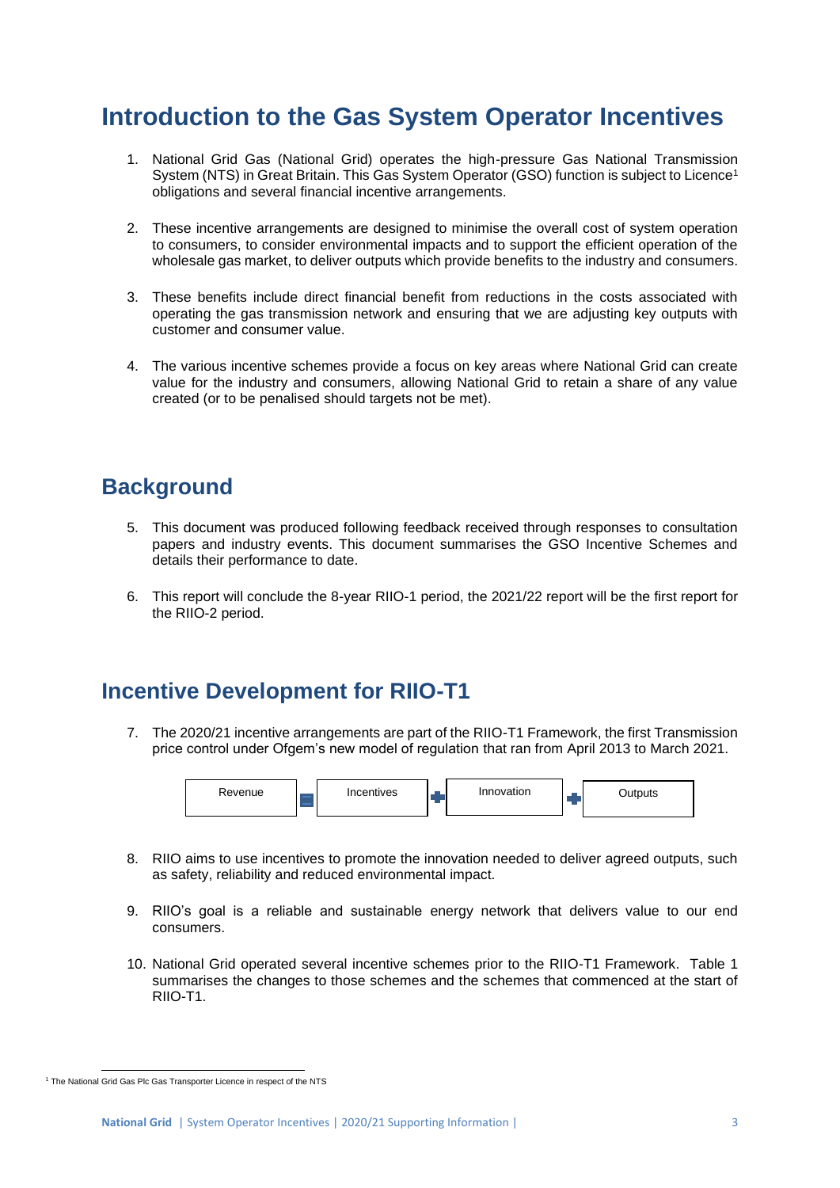# Introduction to the Gas System Operator Incentives

1. National Grid Gas (National Grid) operates the high-pressure Gas National Transmission System (NTS) in Great Britain. This Gas System Operator (GSO) function is subject to Licence[1] obligations and several financial incentive arrangements.

2. These incentive arrangements are designed to minimise the overall cost of system operation to consumers, to consider environmental impacts and to support the efficient operation of the wholesale gas market, to deliver outputs which provide benefits to the industry and consumers.

3. These benefits include direct financial benefit from reductions in the costs associated with operating the gas transmission network and ensuring that we are adjusting key outputs with customer and consumer value.

4. The various incentive schemes provide a focus on key areas where National Grid can create value for the industry and consumers, allowing National Grid to retain a share of any value created (or to be penalised should targets not be met).

## Background

5. This document was produced following feedback received through responses to consultation papers and industry events. This document summarises the GSO Incentive Schemes and details their performance to date.

6. This report will conclude the 8-year RIIO-1 period, the 2021/22 report will be the first report for the RIIO-2 period.

## Incentive Development for RIIO-T1

7. The 2020/21 incentive arrangements are part of the RIIO-T1 Framework, the first Transmission price control under Ofgem's new model of regulation that ran from April 2013 to March 2021.

Revenue = Incentives + Innovation + Outputs

8. RIIO aims to use incentives to promote the innovation needed to deliver agreed outputs, such as safety, reliability and reduced environmental impact.

9. RIIO's goal is a reliable and sustainable energy network that delivers value to our end consumers.

10. National Grid operated several incentive schemes prior to the RIIO-T1 Framework. Table 1 summarises the changes to those schemes and the schemes that commenced at the start of RIIO-T1.

[1] The National Grid Gas Plc Gas Transporter Licence in respect of the NTS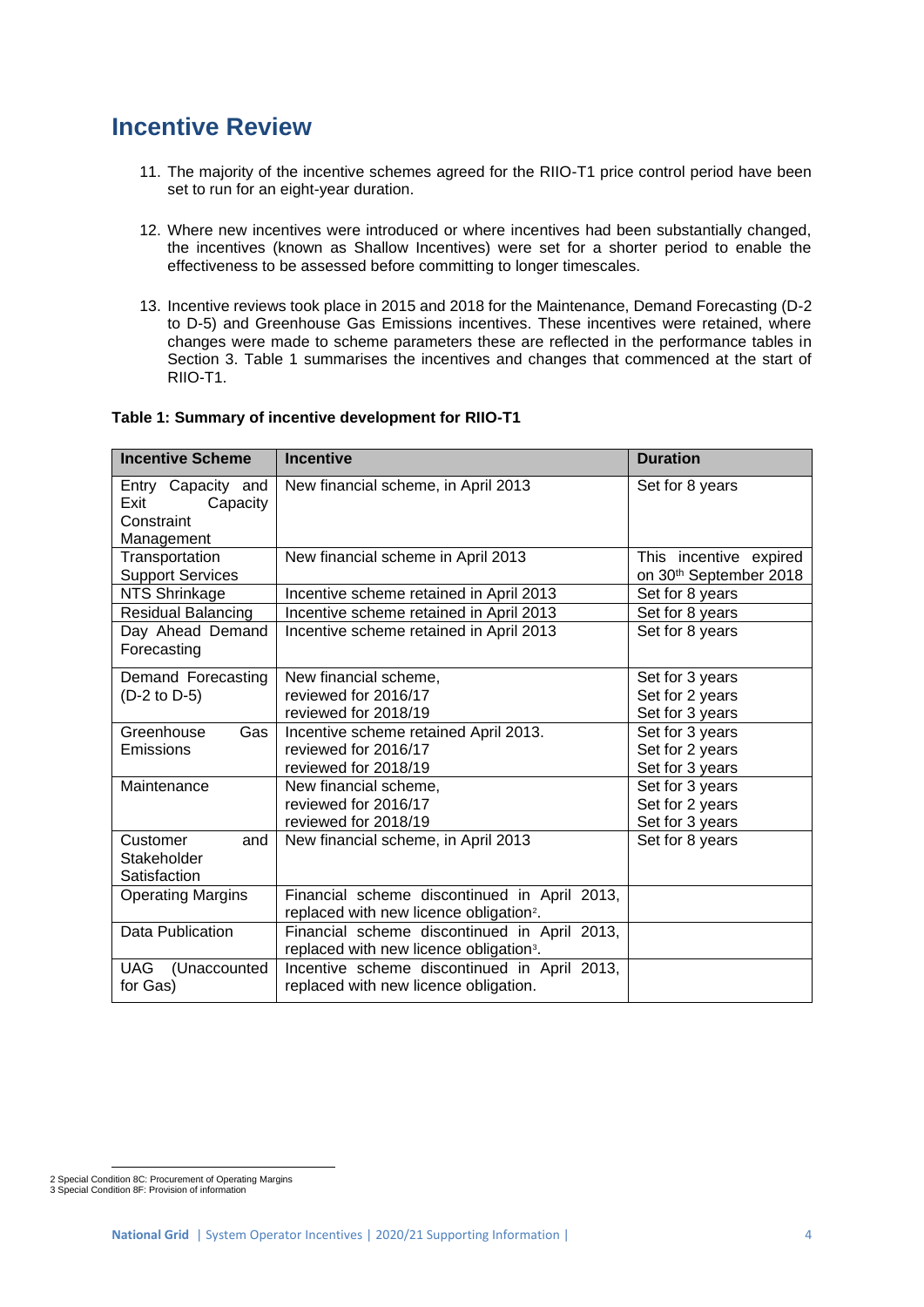## Incentive Review

11. The majority of the incentive schemes agreed for the RIIO-T1 price control period have been set to run for an eight-year duration.

12. Where new incentives were introduced or where incentives had been substantially changed, the incentives (known as Shallow Incentives) were set for a shorter period to enable the effectiveness to be assessed before committing to longer timescales.

13. Incentive reviews took place in 2015 and 2018 for the Maintenance, Demand Forecasting (D-2 to D-5) and Greenhouse Gas Emissions incentives. These incentives were retained, where changes were made to scheme parameters these are reflected in the performance tables in Section 3. Table 1 summarises the incentives and changes that commenced at the start of RIIO-T1.

**Table 1: Summary of incentive development for RIIO-T1**

| Incentive Scheme | Incentive | Duration |
|---|---|---|
| Entry Capacity and Exit Capacity Constraint Management | New financial scheme, in April 2013 | Set for 8 years |
| Transportation Support Services | New financial scheme in April 2013 | This incentive expired on 30th September 2018 |
| NTS Shrinkage | Incentive scheme retained in April 2013 | Set for 8 years |
| Residual Balancing | Incentive scheme retained in April 2013 | Set for 8 years |
| Day Ahead Demand Forecasting | Incentive scheme retained in April 2013 | Set for 8 years |
| Demand Forecasting (D-2 to D-5) | New financial scheme,<br>reviewed for 2016/17<br>reviewed for 2018/19 | Set for 3 years<br>Set for 2 years<br>Set for 3 years |
| Greenhouse Gas Emissions | Incentive scheme retained April 2013.<br>reviewed for 2016/17<br>reviewed for 2018/19 | Set for 3 years<br>Set for 2 years<br>Set for 3 years |
| Maintenance | New financial scheme,<br>reviewed for 2016/17<br>reviewed for 2018/19 | Set for 3 years<br>Set for 2 years<br>Set for 3 years |
| Customer and Stakeholder Satisfaction | New financial scheme, in April 2013 | Set for 8 years |
| Operating Margins | Financial scheme discontinued in April 2013, replaced with new licence obligation[2]. | |
| Data Publication | Financial scheme discontinued in April 2013, replaced with new licence obligation[3]. | |
| UAG (Unaccounted for Gas) | Incentive scheme discontinued in April 2013, replaced with new licence obligation. | |

2 Special Condition 8C: Procurement of Operating Margins
3 Special Condition 8F: Provision of information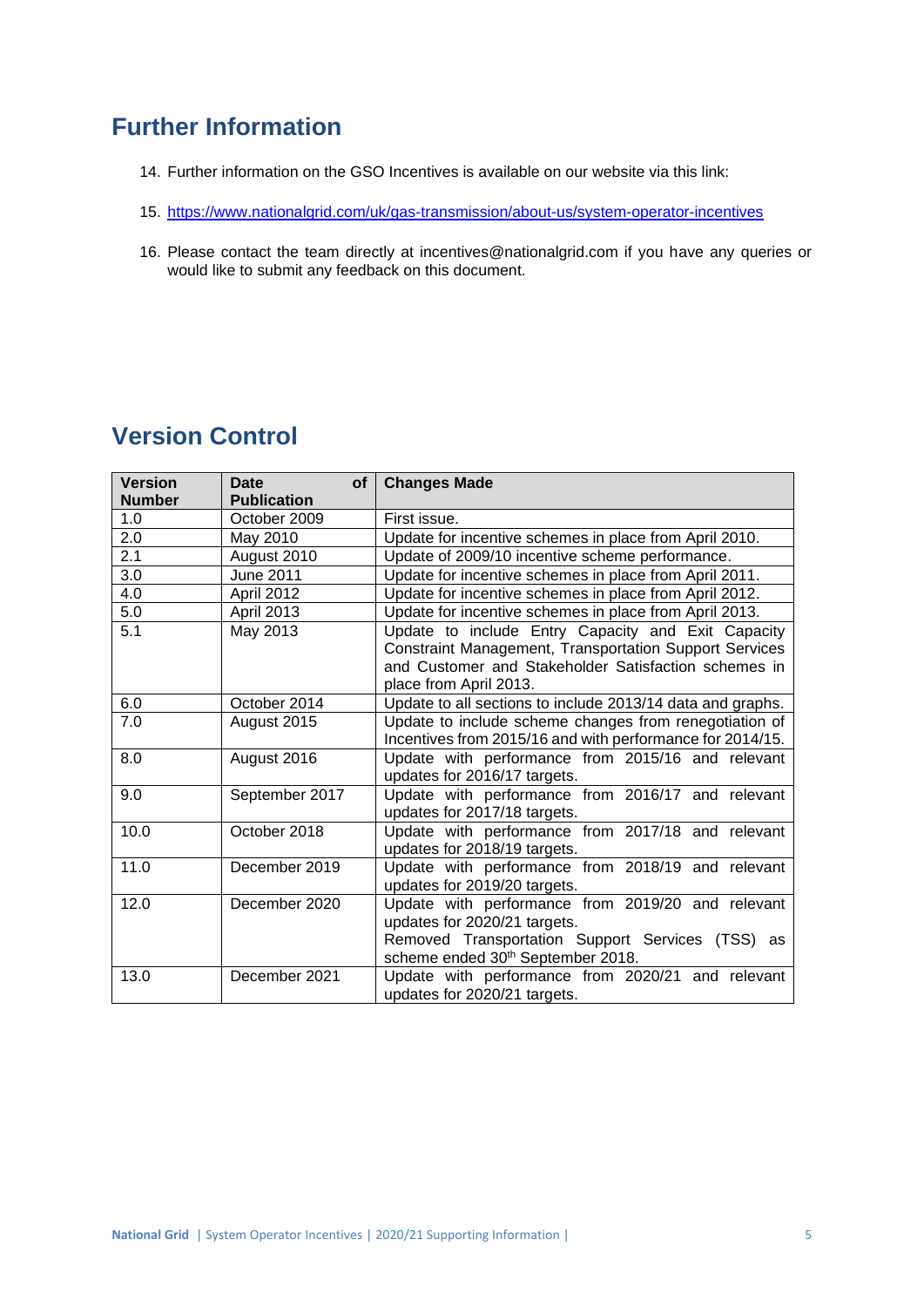## Further Information

14. Further information on the GSO Incentives is available on our website via this link:

15. https://www.nationalgrid.com/uk/gas-transmission/about-us/system-operator-incentives

16. Please contact the team directly at incentives@nationalgrid.com if you have any queries or would like to submit any feedback on this document.

## Version Control

| Version Number | Date of Publication | Changes Made |
|---|---|---|
| 1.0 | October 2009 | First issue. |
| 2.0 | May 2010 | Update for incentive schemes in place from April 2010. |
| 2.1 | August 2010 | Update of 2009/10 incentive scheme performance. |
| 3.0 | June 2011 | Update for incentive schemes in place from April 2011. |
| 4.0 | April 2012 | Update for incentive schemes in place from April 2012. |
| 5.0 | April 2013 | Update for incentive schemes in place from April 2013. |
| 5.1 | May 2013 | Update to include Entry Capacity and Exit Capacity Constraint Management, Transportation Support Services and Customer and Stakeholder Satisfaction schemes in place from April 2013. |
| 6.0 | October 2014 | Update to all sections to include 2013/14 data and graphs. |
| 7.0 | August 2015 | Update to include scheme changes from renegotiation of Incentives from 2015/16 and with performance for 2014/15. |
| 8.0 | August 2016 | Update with performance from 2015/16 and relevant updates for 2016/17 targets. |
| 9.0 | September 2017 | Update with performance from 2016/17 and relevant updates for 2017/18 targets. |
| 10.0 | October 2018 | Update with performance from 2017/18 and relevant updates for 2018/19 targets. |
| 11.0 | December 2019 | Update with performance from 2018/19 and relevant updates for 2019/20 targets. |
| 12.0 | December 2020 | Update with performance from 2019/20 and relevant updates for 2020/21 targets. Removed Transportation Support Services (TSS) as scheme ended 30th September 2018. |
| 13.0 | December 2021 | Update with performance from 2020/21 and relevant updates for 2020/21 targets. |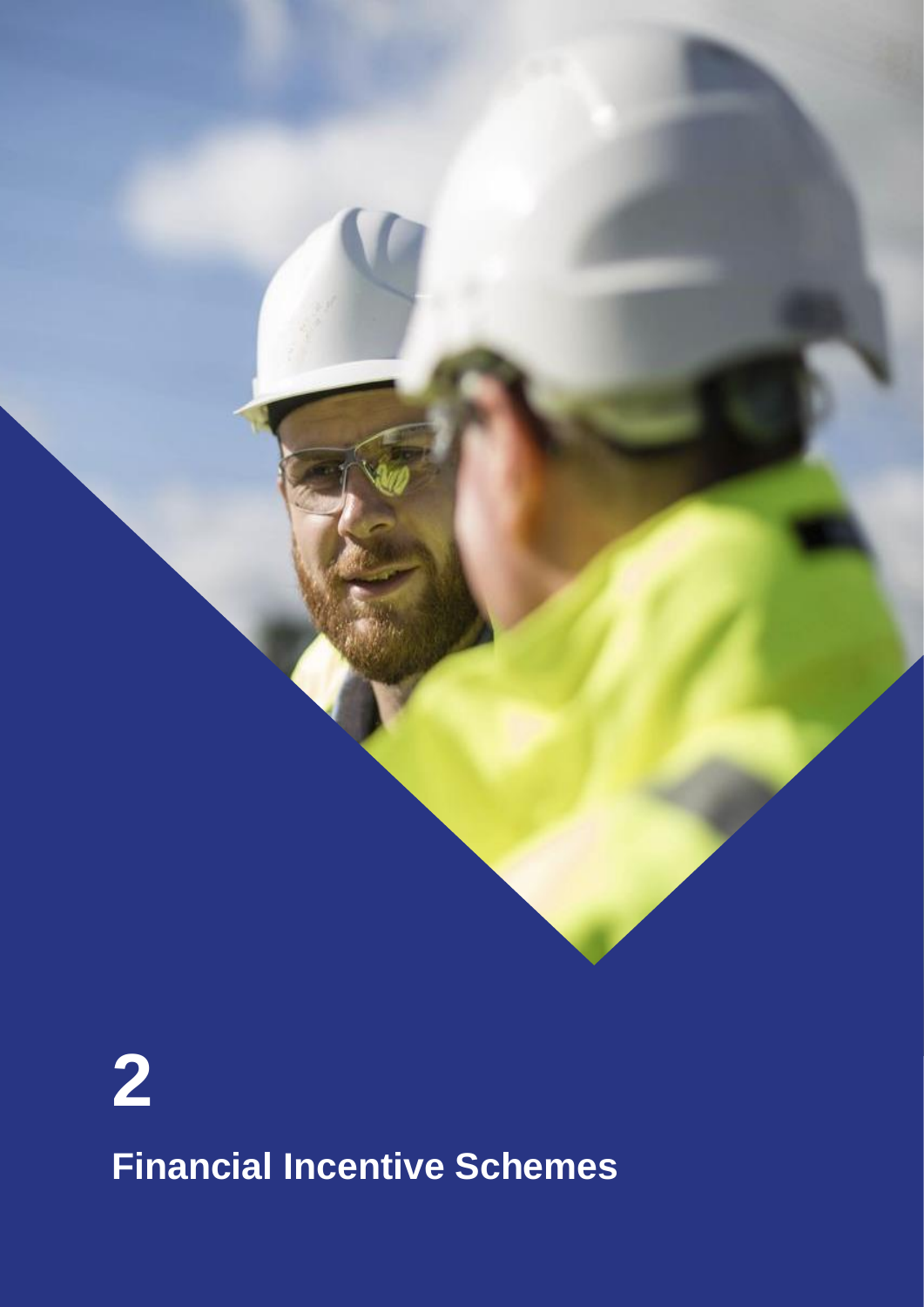# 2

## Financial Incentive Schemes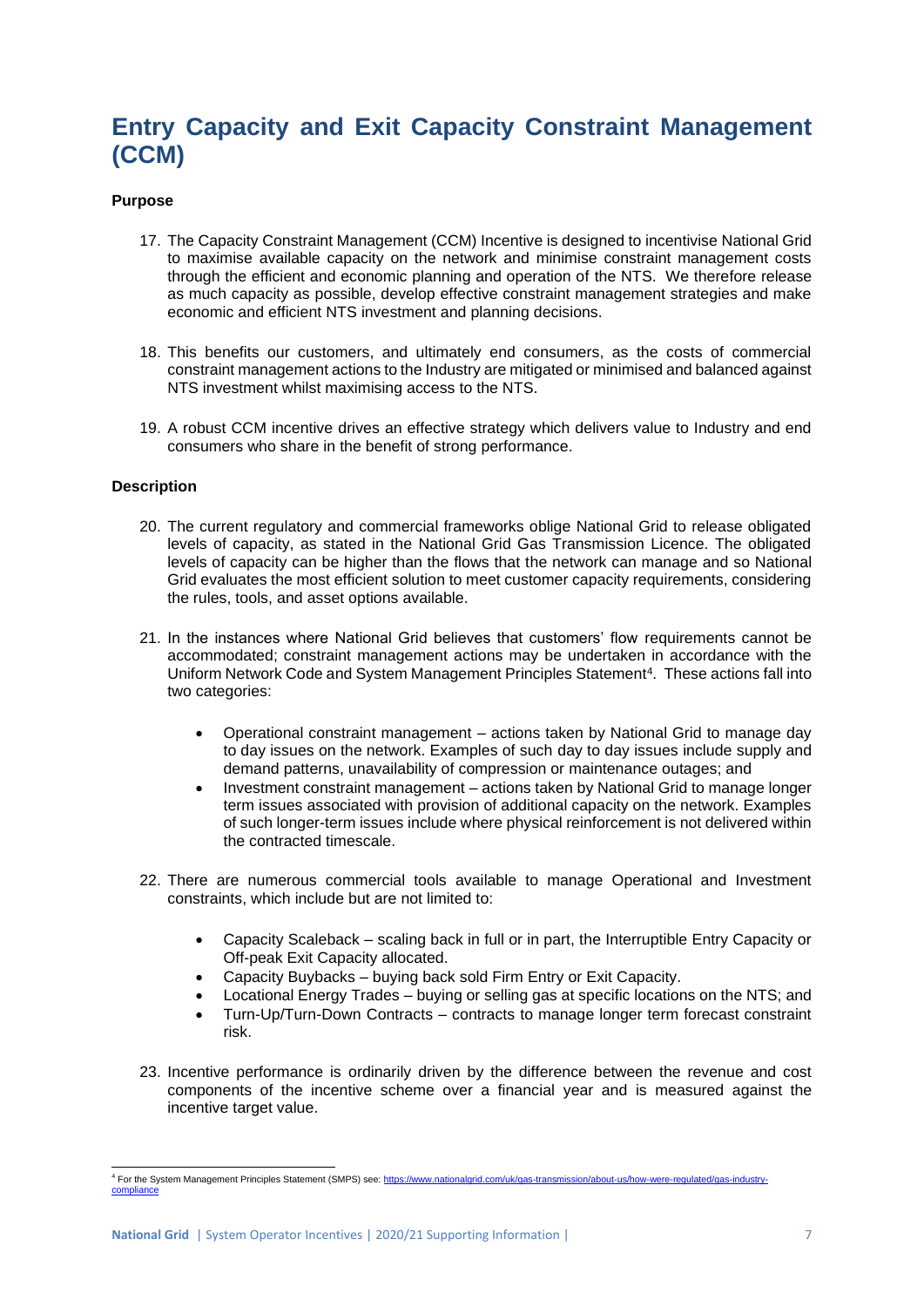# Entry Capacity and Exit Capacity Constraint Management (CCM)

**Purpose**

17. The Capacity Constraint Management (CCM) Incentive is designed to incentivise National Grid to maximise available capacity on the network and minimise constraint management costs through the efficient and economic planning and operation of the NTS. We therefore release as much capacity as possible, develop effective constraint management strategies and make economic and efficient NTS investment and planning decisions.

18. This benefits our customers, and ultimately end consumers, as the costs of commercial constraint management actions to the Industry are mitigated or minimised and balanced against NTS investment whilst maximising access to the NTS.

19. A robust CCM incentive drives an effective strategy which delivers value to Industry and end consumers who share in the benefit of strong performance.

**Description**

20. The current regulatory and commercial frameworks oblige National Grid to release obligated levels of capacity, as stated in the National Grid Gas Transmission Licence. The obligated levels of capacity can be higher than the flows that the network can manage and so National Grid evaluates the most efficient solution to meet customer capacity requirements, considering the rules, tools, and asset options available.

21. In the instances where National Grid believes that customers' flow requirements cannot be accommodated; constraint management actions may be undertaken in accordance with the Uniform Network Code and System Management Principles Statement[4]. These actions fall into two categories:

    - Operational constraint management – actions taken by National Grid to manage day to day issues on the network. Examples of such day to day issues include supply and demand patterns, unavailability of compression or maintenance outages; and
    - Investment constraint management – actions taken by National Grid to manage longer term issues associated with provision of additional capacity on the network. Examples of such longer-term issues include where physical reinforcement is not delivered within the contracted timescale.

22. There are numerous commercial tools available to manage Operational and Investment constraints, which include but are not limited to:

    - Capacity Scaleback – scaling back in full or in part, the Interruptible Entry Capacity or Off-peak Exit Capacity allocated.
    - Capacity Buybacks – buying back sold Firm Entry or Exit Capacity.
    - Locational Energy Trades – buying or selling gas at specific locations on the NTS; and
    - Turn-Up/Turn-Down Contracts – contracts to manage longer term forecast constraint risk.

23. Incentive performance is ordinarily driven by the difference between the revenue and cost components of the incentive scheme over a financial year and is measured against the incentive target value.

[4] For the System Management Principles Statement (SMPS) see: https://www.nationalgrid.com/uk/gas-transmission/about-us/how-were-regulated/gas-industry-compliance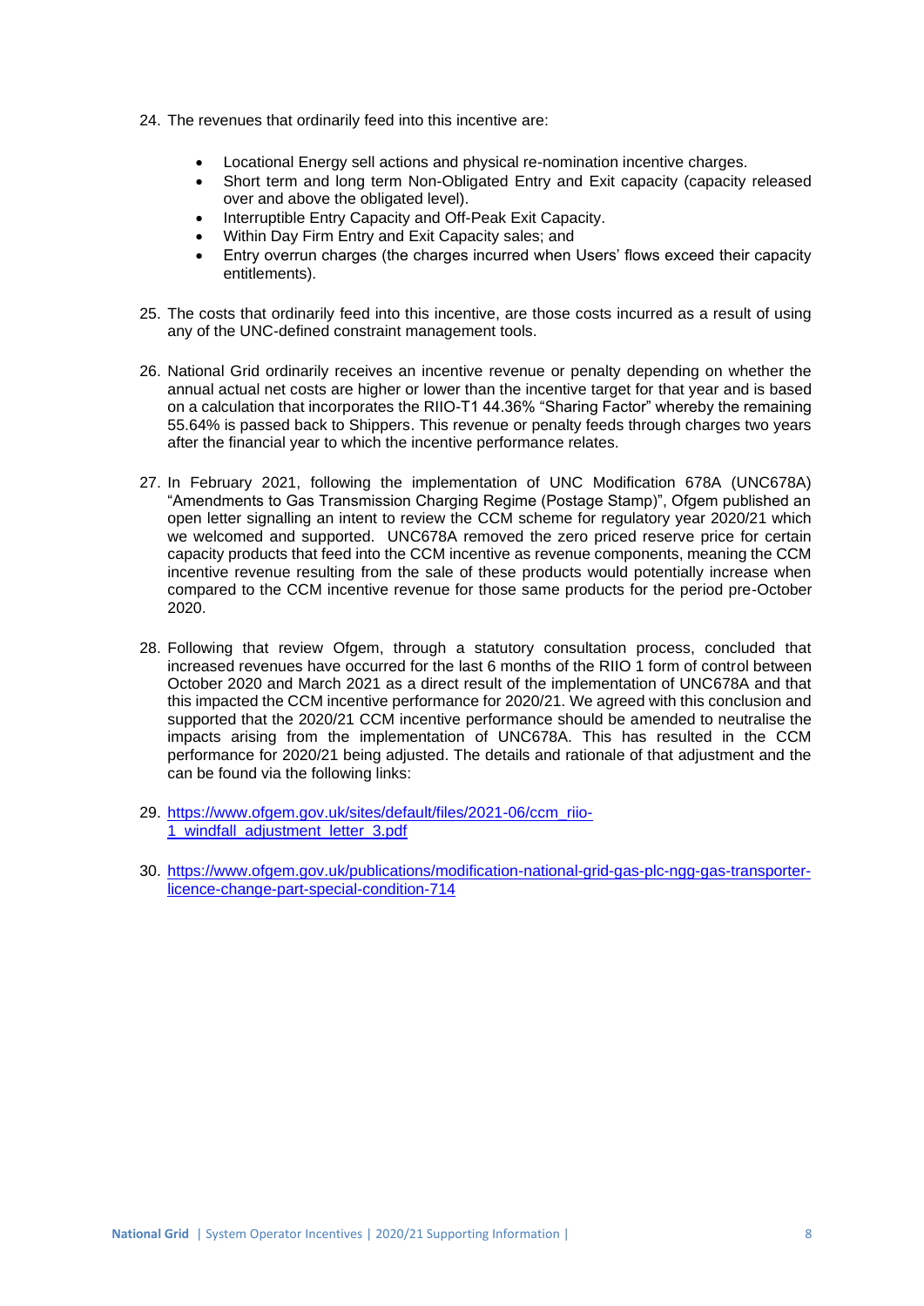24. The revenues that ordinarily feed into this incentive are:

    - Locational Energy sell actions and physical re-nomination incentive charges.
    - Short term and long term Non-Obligated Entry and Exit capacity (capacity released over and above the obligated level).
    - Interruptible Entry Capacity and Off-Peak Exit Capacity.
    - Within Day Firm Entry and Exit Capacity sales; and
    - Entry overrun charges (the charges incurred when Users' flows exceed their capacity entitlements).

25. The costs that ordinarily feed into this incentive, are those costs incurred as a result of using any of the UNC-defined constraint management tools.

26. National Grid ordinarily receives an incentive revenue or penalty depending on whether the annual actual net costs are higher or lower than the incentive target for that year and is based on a calculation that incorporates the RIIO-T1 44.36% "Sharing Factor" whereby the remaining 55.64% is passed back to Shippers. This revenue or penalty feeds through charges two years after the financial year to which the incentive performance relates.

27. In February 2021, following the implementation of UNC Modification 678A (UNC678A) "Amendments to Gas Transmission Charging Regime (Postage Stamp)", Ofgem published an open letter signalling an intent to review the CCM scheme for regulatory year 2020/21 which we welcomed and supported. UNC678A removed the zero priced reserve price for certain capacity products that feed into the CCM incentive as revenue components, meaning the CCM incentive revenue resulting from the sale of these products would potentially increase when compared to the CCM incentive revenue for those same products for the period pre-October 2020.

28. Following that review Ofgem, through a statutory consultation process, concluded that increased revenues have occurred for the last 6 months of the RIIO 1 form of control between October 2020 and March 2021 as a direct result of the implementation of UNC678A and that this impacted the CCM incentive performance for 2020/21. We agreed with this conclusion and supported that the 2020/21 CCM incentive performance should be amended to neutralise the impacts arising from the implementation of UNC678A. This has resulted in the CCM performance for 2020/21 being adjusted. The details and rationale of that adjustment and the can be found via the following links:

29. https://www.ofgem.gov.uk/sites/default/files/2021-06/ccm_riio-1_windfall_adjustment_letter_3.pdf

30. https://www.ofgem.gov.uk/publications/modification-national-grid-gas-plc-ngg-gas-transporter-licence-change-part-special-condition-714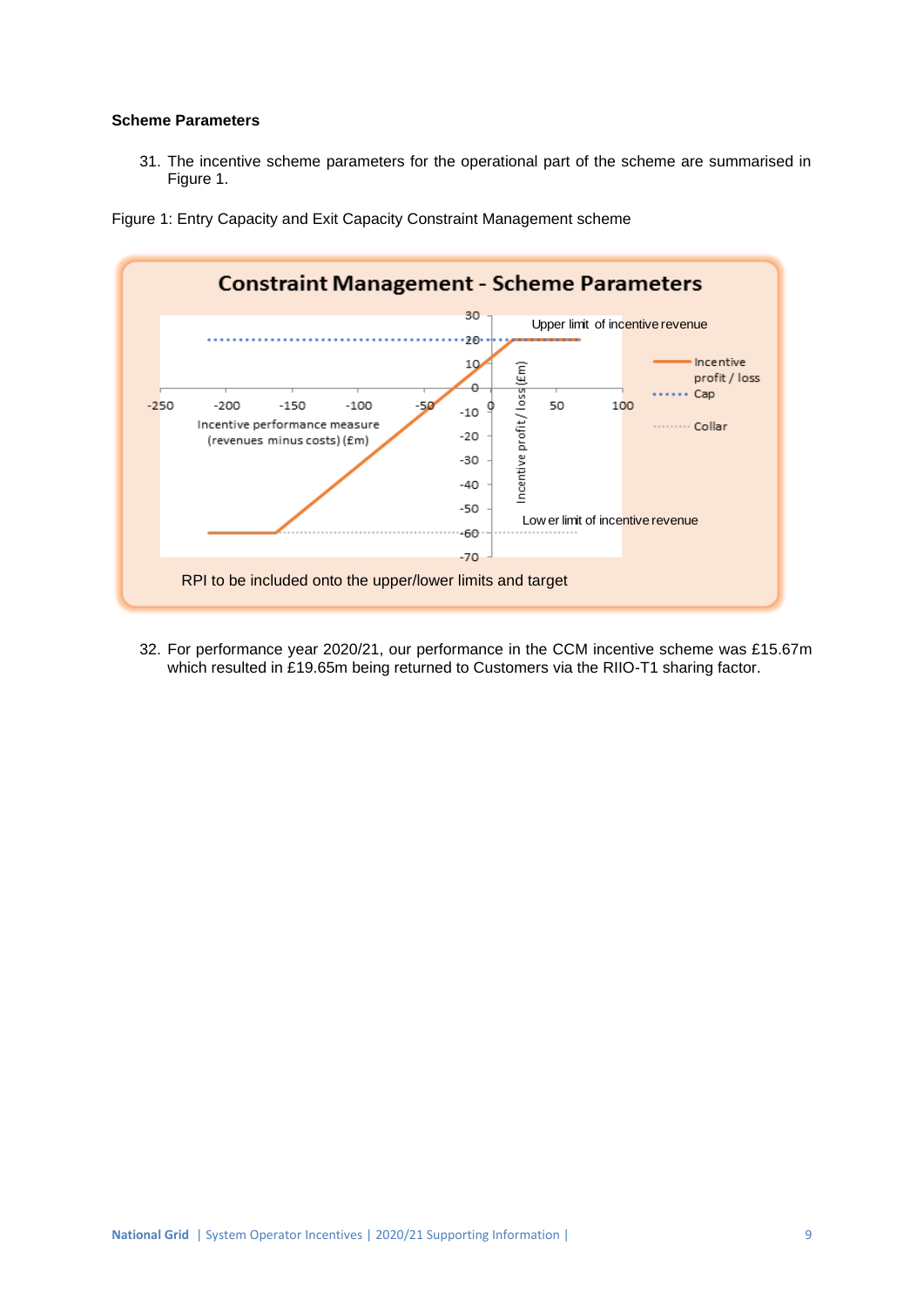**Scheme Parameters**

31. The incentive scheme parameters for the operational part of the scheme are summarised in Figure 1.

Figure 1: Entry Capacity and Exit Capacity Constraint Management scheme

32. For performance year 2020/21, our performance in the CCM incentive scheme was £15.67m which resulted in £19.65m being returned to Customers via the RIIO-T1 sharing factor.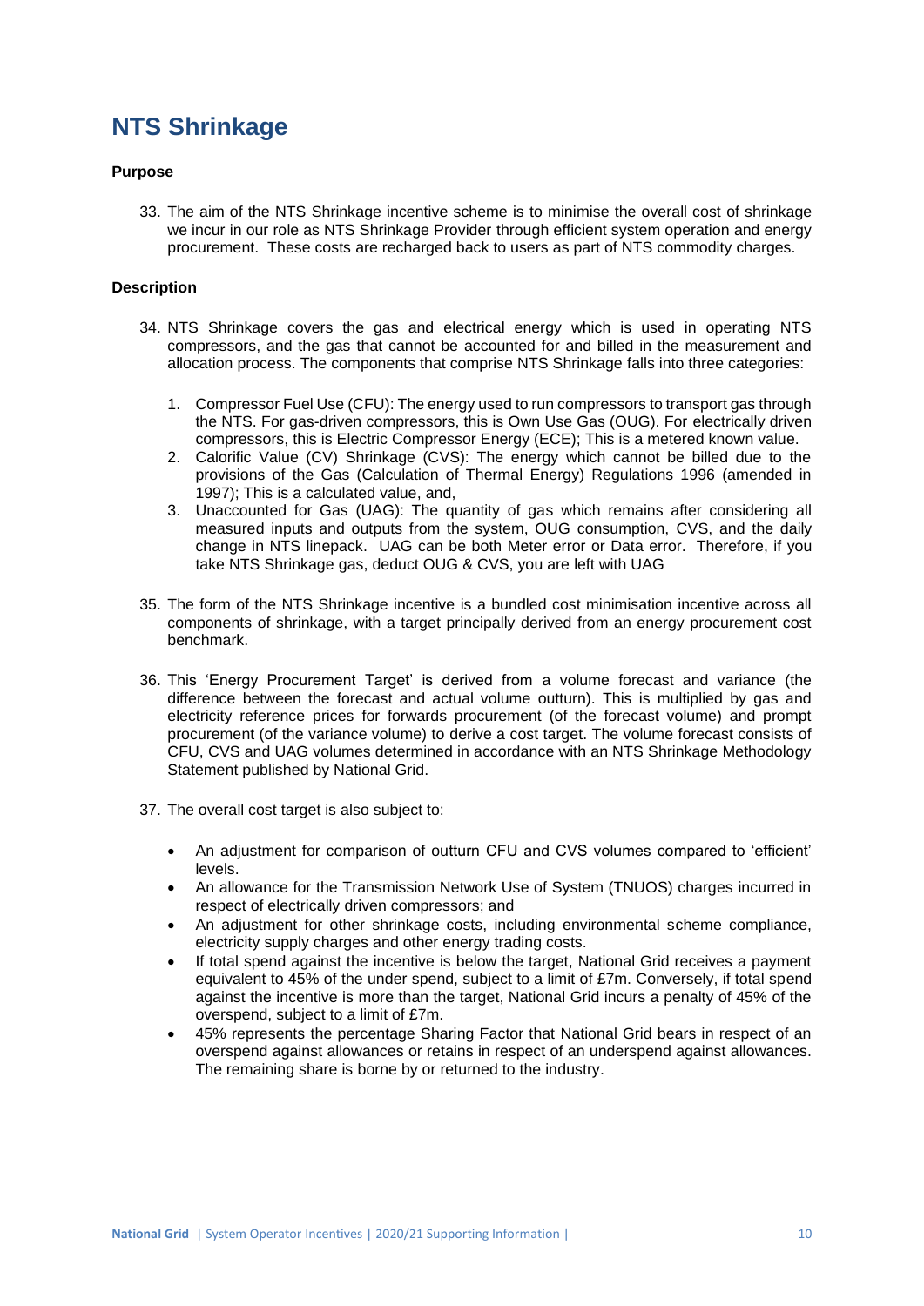# NTS Shrinkage

**Purpose**

33. The aim of the NTS Shrinkage incentive scheme is to minimise the overall cost of shrinkage we incur in our role as NTS Shrinkage Provider through efficient system operation and energy procurement. These costs are recharged back to users as part of NTS commodity charges.

**Description**

34. NTS Shrinkage covers the gas and electrical energy which is used in operating NTS compressors, and the gas that cannot be accounted for and billed in the measurement and allocation process. The components that comprise NTS Shrinkage falls into three categories:

    1. Compressor Fuel Use (CFU): The energy used to run compressors to transport gas through the NTS. For gas-driven compressors, this is Own Use Gas (OUG). For electrically driven compressors, this is Electric Compressor Energy (ECE); This is a metered known value.
    2. Calorific Value (CV) Shrinkage (CVS): The energy which cannot be billed due to the provisions of the Gas (Calculation of Thermal Energy) Regulations 1996 (amended in 1997); This is a calculated value, and,
    3. Unaccounted for Gas (UAG): The quantity of gas which remains after considering all measured inputs and outputs from the system, OUG consumption, CVS, and the daily change in NTS linepack. UAG can be both Meter error or Data error. Therefore, if you take NTS Shrinkage gas, deduct OUG & CVS, you are left with UAG

35. The form of the NTS Shrinkage incentive is a bundled cost minimisation incentive across all components of shrinkage, with a target principally derived from an energy procurement cost benchmark.

36. This 'Energy Procurement Target' is derived from a volume forecast and variance (the difference between the forecast and actual volume outturn). This is multiplied by gas and electricity reference prices for forwards procurement (of the forecast volume) and prompt procurement (of the variance volume) to derive a cost target. The volume forecast consists of CFU, CVS and UAG volumes determined in accordance with an NTS Shrinkage Methodology Statement published by National Grid.

37. The overall cost target is also subject to:

    - An adjustment for comparison of outturn CFU and CVS volumes compared to 'efficient' levels.
    - An allowance for the Transmission Network Use of System (TNUOS) charges incurred in respect of electrically driven compressors; and
    - An adjustment for other shrinkage costs, including environmental scheme compliance, electricity supply charges and other energy trading costs.
    - If total spend against the incentive is below the target, National Grid receives a payment equivalent to 45% of the under spend, subject to a limit of £7m. Conversely, if total spend against the incentive is more than the target, National Grid incurs a penalty of 45% of the overspend, subject to a limit of £7m.
    - 45% represents the percentage Sharing Factor that National Grid bears in respect of an overspend against allowances or retains in respect of an underspend against allowances. The remaining share is borne by or returned to the industry.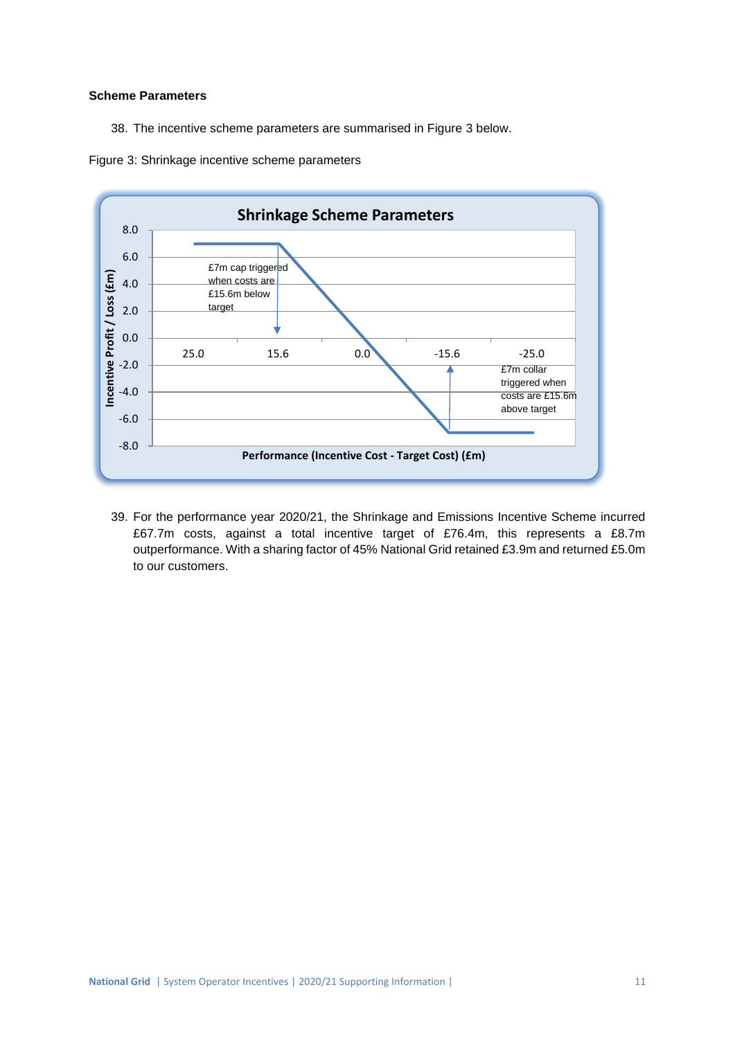**Scheme Parameters**

38. The incentive scheme parameters are summarised in Figure 3 below.

Figure 3: Shrinkage incentive scheme parameters

**Shrinkage Scheme Parameters**

£7m cap triggered when costs are £15.6m below target

£7m collar triggered when costs are £15.6m above target

Incentive Profit / Loss (£m)

Performance (Incentive Cost - Target Cost) (£m)

39. For the performance year 2020/21, the Shrinkage and Emissions Incentive Scheme incurred £67.7m costs, against a total incentive target of £76.4m, this represents a £8.7m outperformance. With a sharing factor of 45% National Grid retained £3.9m and returned £5.0m to our customers.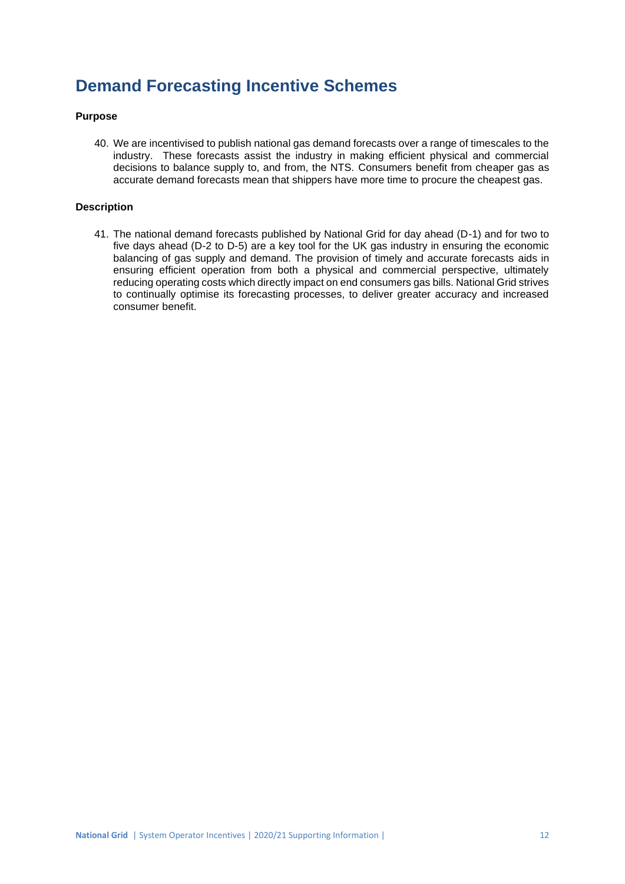## Demand Forecasting Incentive Schemes

**Purpose**

40. We are incentivised to publish national gas demand forecasts over a range of timescales to the industry. These forecasts assist the industry in making efficient physical and commercial decisions to balance supply to, and from, the NTS. Consumers benefit from cheaper gas as accurate demand forecasts mean that shippers have more time to procure the cheapest gas.

**Description**

41. The national demand forecasts published by National Grid for day ahead (D-1) and for two to five days ahead (D-2 to D-5) are a key tool for the UK gas industry in ensuring the economic balancing of gas supply and demand. The provision of timely and accurate forecasts aids in ensuring efficient operation from both a physical and commercial perspective, ultimately reducing operating costs which directly impact on end consumers gas bills. National Grid strives to continually optimise its forecasting processes, to deliver greater accuracy and increased consumer benefit.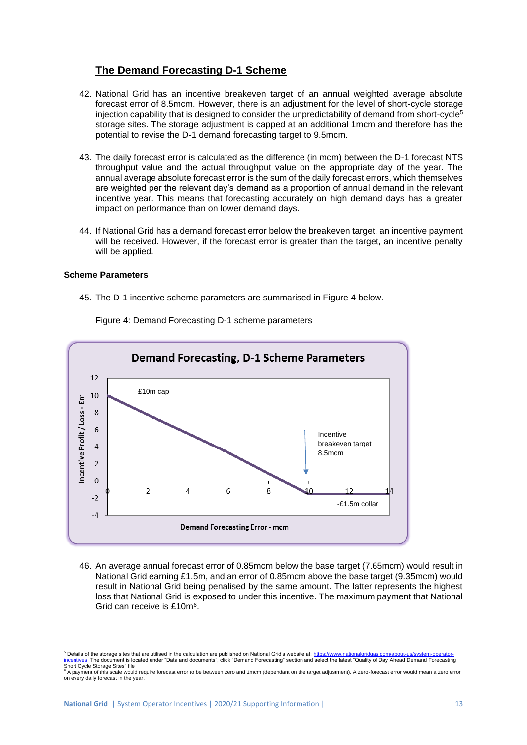## The Demand Forecasting D-1 Scheme

42. National Grid has an incentive breakeven target of an annual weighted average absolute forecast error of 8.5mcm. However, there is an adjustment for the level of short-cycle storage injection capability that is designed to consider the unpredictability of demand from short-cycle[5] storage sites. The storage adjustment is capped at an additional 1mcm and therefore has the potential to revise the D-1 demand forecasting target to 9.5mcm.

43. The daily forecast error is calculated as the difference (in mcm) between the D-1 forecast NTS throughput value and the actual throughput value on the appropriate day of the year. The annual average absolute forecast error is the sum of the daily forecast errors, which themselves are weighted per the relevant day's demand as a proportion of annual demand in the relevant incentive year. This means that forecasting accurately on high demand days has a greater impact on performance than on lower demand days.

44. If National Grid has a demand forecast error below the breakeven target, an incentive payment will be received. However, if the forecast error is greater than the target, an incentive penalty will be applied.

### Scheme Parameters

45. The D-1 incentive scheme parameters are summarised in Figure 4 below.

Figure 4: Demand Forecasting D-1 scheme parameters

46. An average annual forecast error of 0.85mcm below the base target (7.65mcm) would result in National Grid earning £1.5m, and an error of 0.85mcm above the base target (9.35mcm) would result in National Grid being penalised by the same amount. The latter represents the highest loss that National Grid is exposed to under this incentive. The maximum payment that National Grid can receive is £10m[6].

---

[5] Details of the storage sites that are utilised in the calculation are published on National Grid's website at: https://www.nationalgridgas.com/about-us/system-operator-incentives The document is located under "Data and documents", click "Demand Forecasting" section and select the latest "Quality of Day Ahead Demand Forecasting Short Cycle Storage Sites" file

[6] A payment of this scale would require forecast error to be between zero and 1mcm (dependant on the target adjustment). A zero-forecast error would mean a zero error on every daily forecast in the year.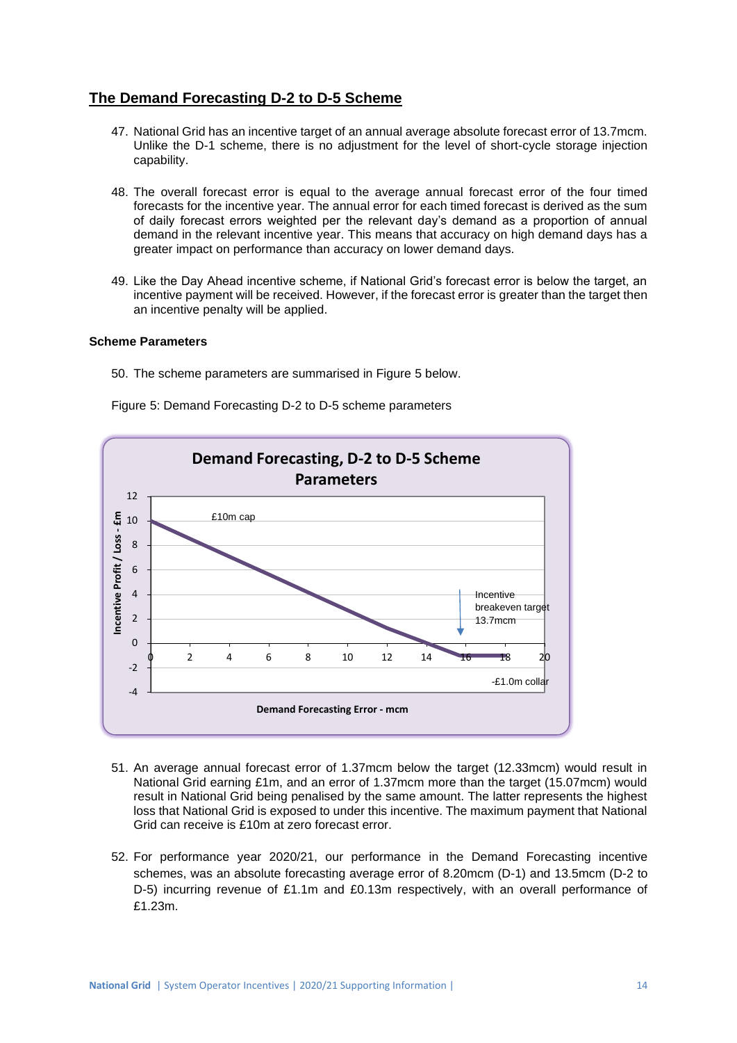## The Demand Forecasting D-2 to D-5 Scheme

47. National Grid has an incentive target of an annual average absolute forecast error of 13.7mcm. Unlike the D-1 scheme, there is no adjustment for the level of short-cycle storage injection capability.

48. The overall forecast error is equal to the average annual forecast error of the four timed forecasts for the incentive year. The annual error for each timed forecast is derived as the sum of daily forecast errors weighted per the relevant day's demand as a proportion of annual demand in the relevant incentive year. This means that accuracy on high demand days has a greater impact on performance than accuracy on lower demand days.

49. Like the Day Ahead incentive scheme, if National Grid's forecast error is below the target, an incentive payment will be received. However, if the forecast error is greater than the target then an incentive penalty will be applied.

### Scheme Parameters

50. The scheme parameters are summarised in Figure 5 below.

Figure 5: Demand Forecasting D-2 to D-5 scheme parameters

51. An average annual forecast error of 1.37mcm below the target (12.33mcm) would result in National Grid earning £1m, and an error of 1.37mcm more than the target (15.07mcm) would result in National Grid being penalised by the same amount. The latter represents the highest loss that National Grid is exposed to under this incentive. The maximum payment that National Grid can receive is £10m at zero forecast error.

52. For performance year 2020/21, our performance in the Demand Forecasting incentive schemes, was an absolute forecasting average error of 8.20mcm (D-1) and 13.5mcm (D-2 to D-5) incurring revenue of £1.1m and £0.13m respectively, with an overall performance of £1.23m.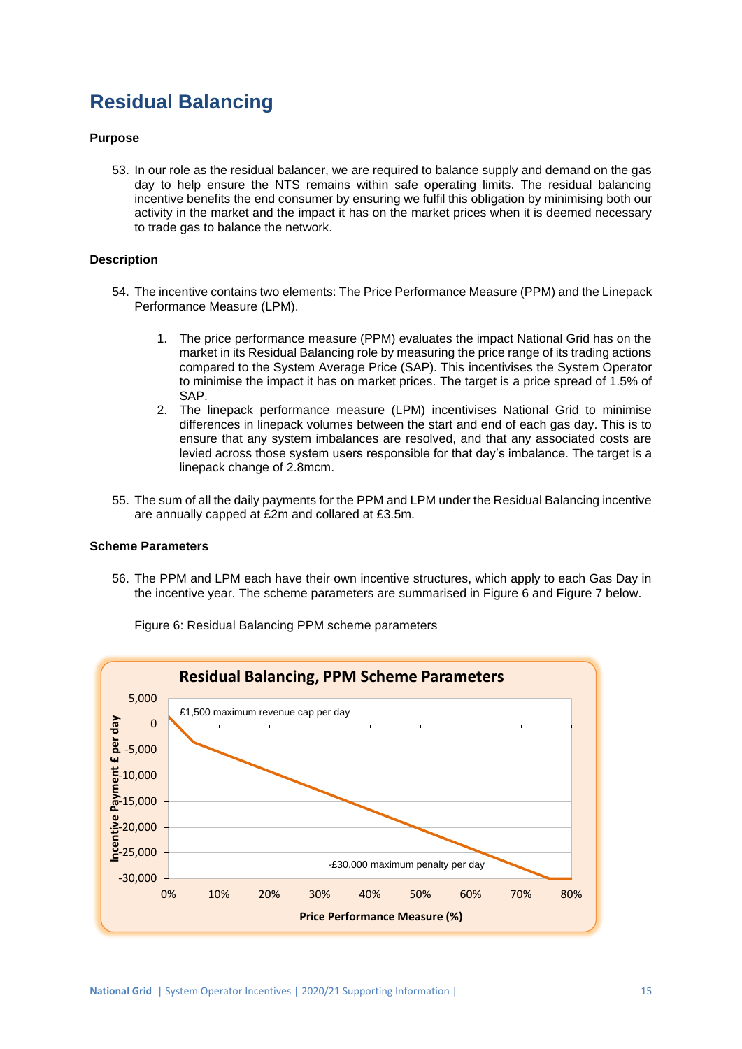# Residual Balancing

### Purpose

53. In our role as the residual balancer, we are required to balance supply and demand on the gas day to help ensure the NTS remains within safe operating limits. The residual balancing incentive benefits the end consumer by ensuring we fulfil this obligation by minimising both our activity in the market and the impact it has on the market prices when it is deemed necessary to trade gas to balance the network.

### Description

54. The incentive contains two elements: The Price Performance Measure (PPM) and the Linepack Performance Measure (LPM).

    1. The price performance measure (PPM) evaluates the impact National Grid has on the market in its Residual Balancing role by measuring the price range of its trading actions compared to the System Average Price (SAP). This incentivises the System Operator to minimise the impact it has on market prices. The target is a price spread of 1.5% of SAP.
    2. The linepack performance measure (LPM) incentivises National Grid to minimise differences in linepack volumes between the start and end of each gas day. This is to ensure that any system imbalances are resolved, and that any associated costs are levied across those system users responsible for that day's imbalance. The target is a linepack change of 2.8mcm.

55. The sum of all the daily payments for the PPM and LPM under the Residual Balancing incentive are annually capped at £2m and collared at £3.5m.

### Scheme Parameters

56. The PPM and LPM each have their own incentive structures, which apply to each Gas Day in the incentive year. The scheme parameters are summarised in Figure 6 and Figure 7 below.

Figure 6: Residual Balancing PPM scheme parameters

**Residual Balancing, PPM Scheme Parameters**

(Chart: Incentive Payment £ per day vs Price Performance Measure (%); annotations: "£1,500 maximum revenue cap per day", "-£30,000 maximum penalty per day")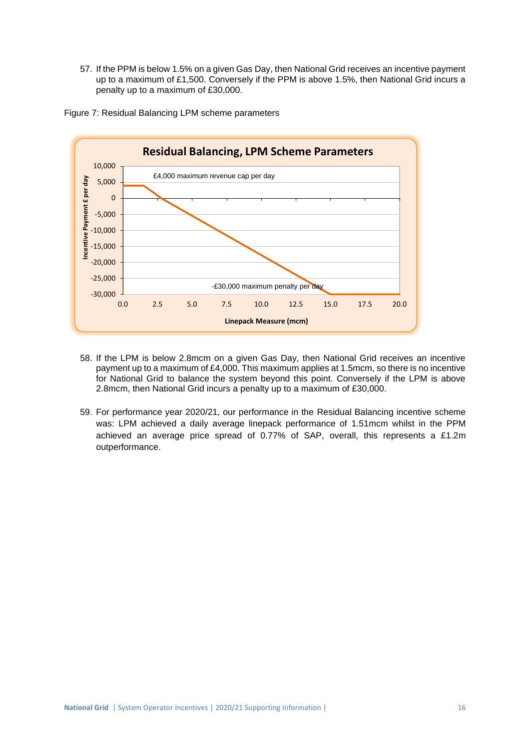57. If the PPM is below 1.5% on a given Gas Day, then National Grid receives an incentive payment up to a maximum of £1,500. Conversely if the PPM is above 1.5%, then National Grid incurs a penalty up to a maximum of £30,000.

Figure 7: Residual Balancing LPM scheme parameters

58. If the LPM is below 2.8mcm on a given Gas Day, then National Grid receives an incentive payment up to a maximum of £4,000. This maximum applies at 1.5mcm, so there is no incentive for National Grid to balance the system beyond this point. Conversely if the LPM is above 2.8mcm, then National Grid incurs a penalty up to a maximum of £30,000.

59. For performance year 2020/21, our performance in the Residual Balancing incentive scheme was: LPM achieved a daily average linepack performance of 1.51mcm whilst in the PPM achieved an average price spread of 0.77% of SAP, overall, this represents a £1.2m outperformance.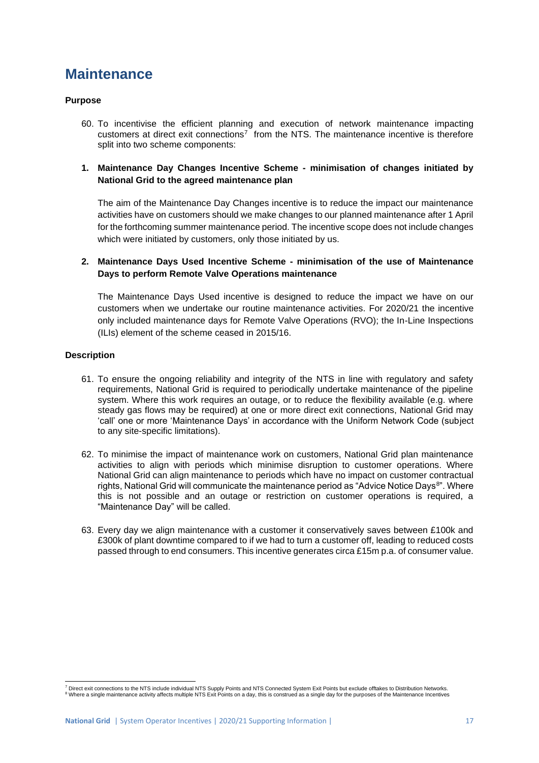# Maintenance

**Purpose**

60. To incentivise the efficient planning and execution of network maintenance impacting customers at direct exit connections[7] from the NTS. The maintenance incentive is therefore split into two scheme components:

**1. Maintenance Day Changes Incentive Scheme - minimisation of changes initiated by National Grid to the agreed maintenance plan**

The aim of the Maintenance Day Changes incentive is to reduce the impact our maintenance activities have on customers should we make changes to our planned maintenance after 1 April for the forthcoming summer maintenance period. The incentive scope does not include changes which were initiated by customers, only those initiated by us.

**2. Maintenance Days Used Incentive Scheme - minimisation of the use of Maintenance Days to perform Remote Valve Operations maintenance**

The Maintenance Days Used incentive is designed to reduce the impact we have on our customers when we undertake our routine maintenance activities. For 2020/21 the incentive only included maintenance days for Remote Valve Operations (RVO); the In-Line Inspections (ILIs) element of the scheme ceased in 2015/16.

**Description**

61. To ensure the ongoing reliability and integrity of the NTS in line with regulatory and safety requirements, National Grid is required to periodically undertake maintenance of the pipeline system. Where this work requires an outage, or to reduce the flexibility available (e.g. where steady gas flows may be required) at one or more direct exit connections, National Grid may 'call' one or more 'Maintenance Days' in accordance with the Uniform Network Code (subject to any site-specific limitations).

62. To minimise the impact of maintenance work on customers, National Grid plan maintenance activities to align with periods which minimise disruption to customer operations. Where National Grid can align maintenance to periods which have no impact on customer contractual rights, National Grid will communicate the maintenance period as "Advice Notice Days[8]". Where this is not possible and an outage or restriction on customer operations is required, a "Maintenance Day" will be called.

63. Every day we align maintenance with a customer it conservatively saves between £100k and £300k of plant downtime compared to if we had to turn a customer off, leading to reduced costs passed through to end consumers. This incentive generates circa £15m p.a. of consumer value.

[7] Direct exit connections to the NTS include individual NTS Supply Points and NTS Connected System Exit Points but exclude offtakes to Distribution Networks.
[8] Where a single maintenance activity affects multiple NTS Exit Points on a day, this is construed as a single day for the purposes of the Maintenance Incentives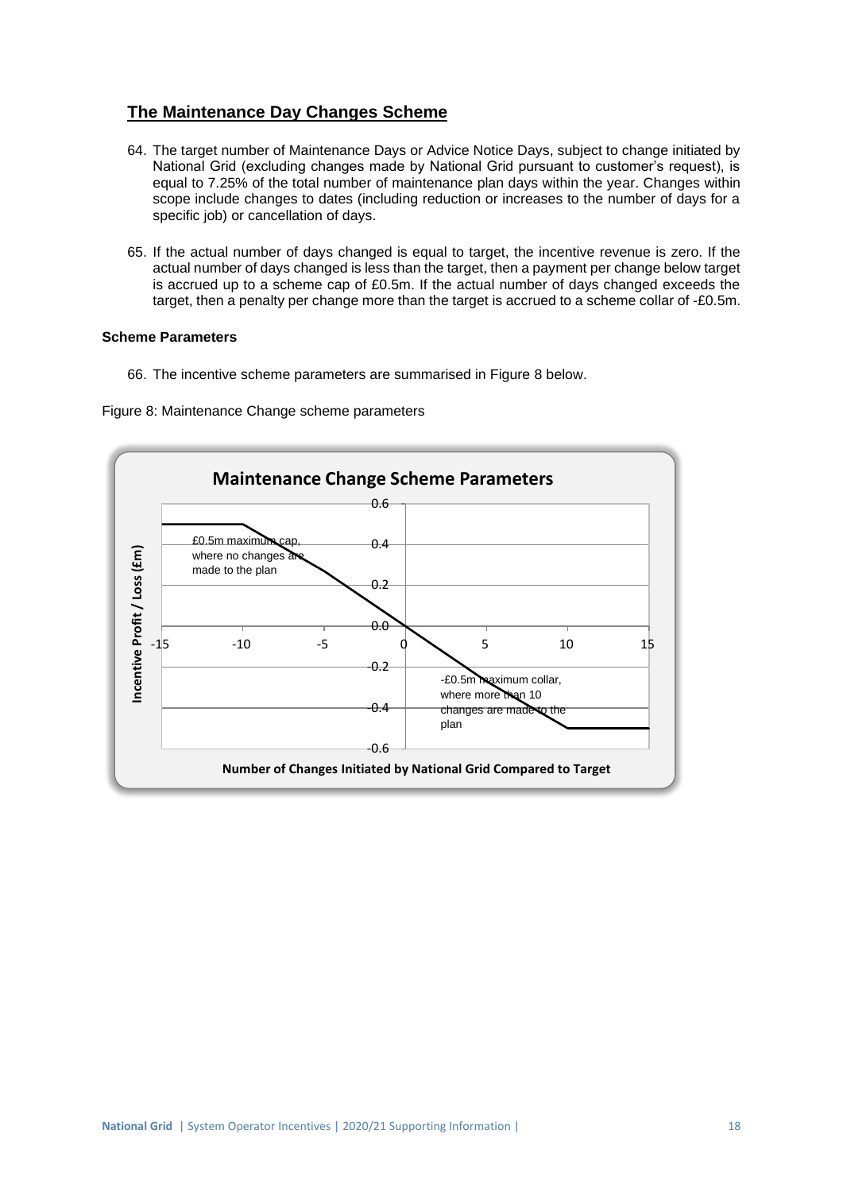## The Maintenance Day Changes Scheme

64. The target number of Maintenance Days or Advice Notice Days, subject to change initiated by National Grid (excluding changes made by National Grid pursuant to customer's request), is equal to 7.25% of the total number of maintenance plan days within the year. Changes within scope include changes to dates (including reduction or increases to the number of days for a specific job) or cancellation of days.

65. If the actual number of days changed is equal to target, the incentive revenue is zero. If the actual number of days changed is less than the target, then a payment per change below target is accrued up to a scheme cap of £0.5m. If the actual number of days changed exceeds the target, then a penalty per change more than the target is accrued to a scheme collar of -£0.5m.

**Scheme Parameters**

66. The incentive scheme parameters are summarised in Figure 8 below.

Figure 8: Maintenance Change scheme parameters

**Maintenance Change Scheme Parameters**

Incentive Profit / Loss (£m)

£0.5m maximum cap, where no changes are made to the plan

-£0.5m maximum collar, where more than 10 changes are made to the plan

Number of Changes Initiated by National Grid Compared to Target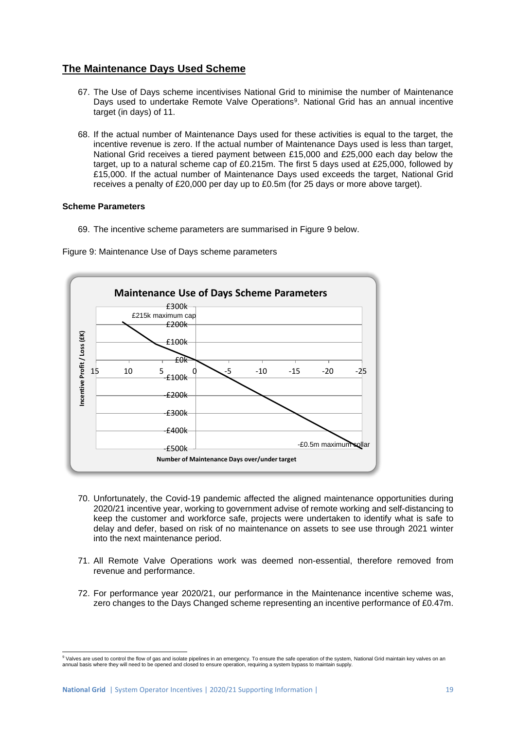## The Maintenance Days Used Scheme

67. The Use of Days scheme incentivises National Grid to minimise the number of Maintenance Days used to undertake Remote Valve Operations[9]. National Grid has an annual incentive target (in days) of 11.

68. If the actual number of Maintenance Days used for these activities is equal to the target, the incentive revenue is zero. If the actual number of Maintenance Days used is less than target, National Grid receives a tiered payment between £15,000 and £25,000 each day below the target, up to a natural scheme cap of £0.215m. The first 5 days used at £25,000, followed by £15,000. If the actual number of Maintenance Days used exceeds the target, National Grid receives a penalty of £20,000 per day up to £0.5m (for 25 days or more above target).

### Scheme Parameters

69. The incentive scheme parameters are summarised in Figure 9 below.

Figure 9: Maintenance Use of Days scheme parameters

**Maintenance Use of Days Scheme Parameters**

£215k maximum cap

-£0.5m maximum collar

Incentive Profit / Loss (£K)

Number of Maintenance Days over/under target

70. Unfortunately, the Covid-19 pandemic affected the aligned maintenance opportunities during 2020/21 incentive year, working to government advise of remote working and self-distancing to keep the customer and workforce safe, projects were undertaken to identify what is safe to delay and defer, based on risk of no maintenance on assets to see use through 2021 winter into the next maintenance period.

71. All Remote Valve Operations work was deemed non-essential, therefore removed from revenue and performance.

72. For performance year 2020/21, our performance in the Maintenance incentive scheme was, zero changes to the Days Changed scheme representing an incentive performance of £0.47m.

[9] Valves are used to control the flow of gas and isolate pipelines in an emergency. To ensure the safe operation of the system, National Grid maintain key valves on an annual basis where they will need to be opened and closed to ensure operation, requiring a system bypass to maintain supply.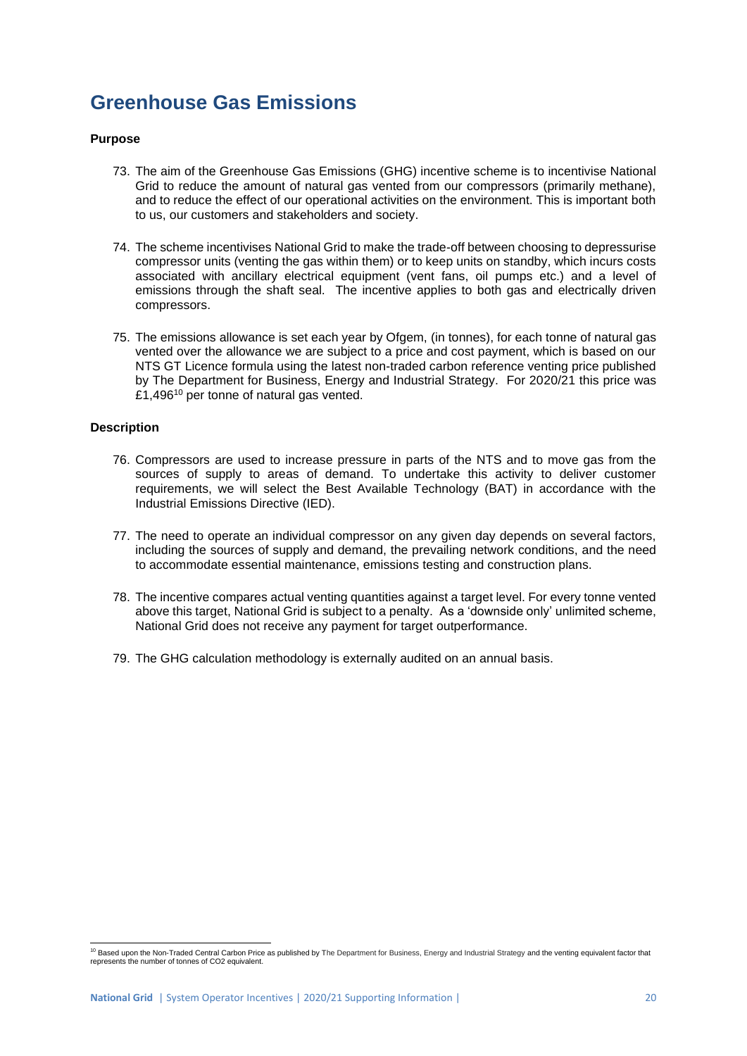# Greenhouse Gas Emissions

**Purpose**

73. The aim of the Greenhouse Gas Emissions (GHG) incentive scheme is to incentivise National Grid to reduce the amount of natural gas vented from our compressors (primarily methane), and to reduce the effect of our operational activities on the environment. This is important both to us, our customers and stakeholders and society.

74. The scheme incentivises National Grid to make the trade-off between choosing to depressurise compressor units (venting the gas within them) or to keep units on standby, which incurs costs associated with ancillary electrical equipment (vent fans, oil pumps etc.) and a level of emissions through the shaft seal. The incentive applies to both gas and electrically driven compressors.

75. The emissions allowance is set each year by Ofgem, (in tonnes), for each tonne of natural gas vented over the allowance we are subject to a price and cost payment, which is based on our NTS GT Licence formula using the latest non-traded carbon reference venting price published by The Department for Business, Energy and Industrial Strategy. For 2020/21 this price was £1,496[10] per tonne of natural gas vented.

**Description**

76. Compressors are used to increase pressure in parts of the NTS and to move gas from the sources of supply to areas of demand. To undertake this activity to deliver customer requirements, we will select the Best Available Technology (BAT) in accordance with the Industrial Emissions Directive (IED).

77. The need to operate an individual compressor on any given day depends on several factors, including the sources of supply and demand, the prevailing network conditions, and the need to accommodate essential maintenance, emissions testing and construction plans.

78. The incentive compares actual venting quantities against a target level. For every tonne vented above this target, National Grid is subject to a penalty. As a 'downside only' unlimited scheme, National Grid does not receive any payment for target outperformance.

79. The GHG calculation methodology is externally audited on an annual basis.

[10] Based upon the Non-Traded Central Carbon Price as published by The Department for Business, Energy and Industrial Strategy and the venting equivalent factor that represents the number of tonnes of CO2 equivalent.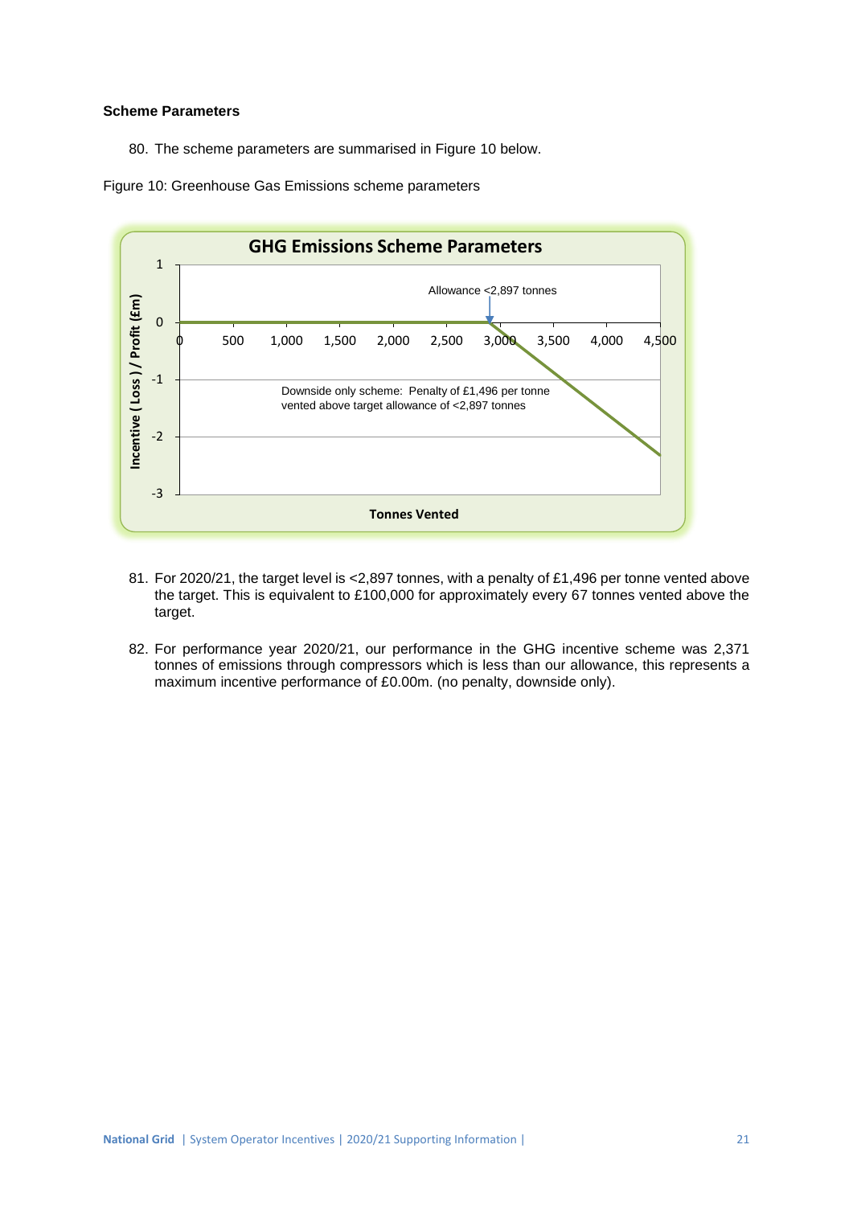**Scheme Parameters**

80. The scheme parameters are summarised in Figure 10 below.

Figure 10: Greenhouse Gas Emissions scheme parameters

81. For 2020/21, the target level is <2,897 tonnes, with a penalty of £1,496 per tonne vented above the target. This is equivalent to £100,000 for approximately every 67 tonnes vented above the target.

82. For performance year 2020/21, our performance in the GHG incentive scheme was 2,371 tonnes of emissions through compressors which is less than our allowance, this represents a maximum incentive performance of £0.00m. (no penalty, downside only).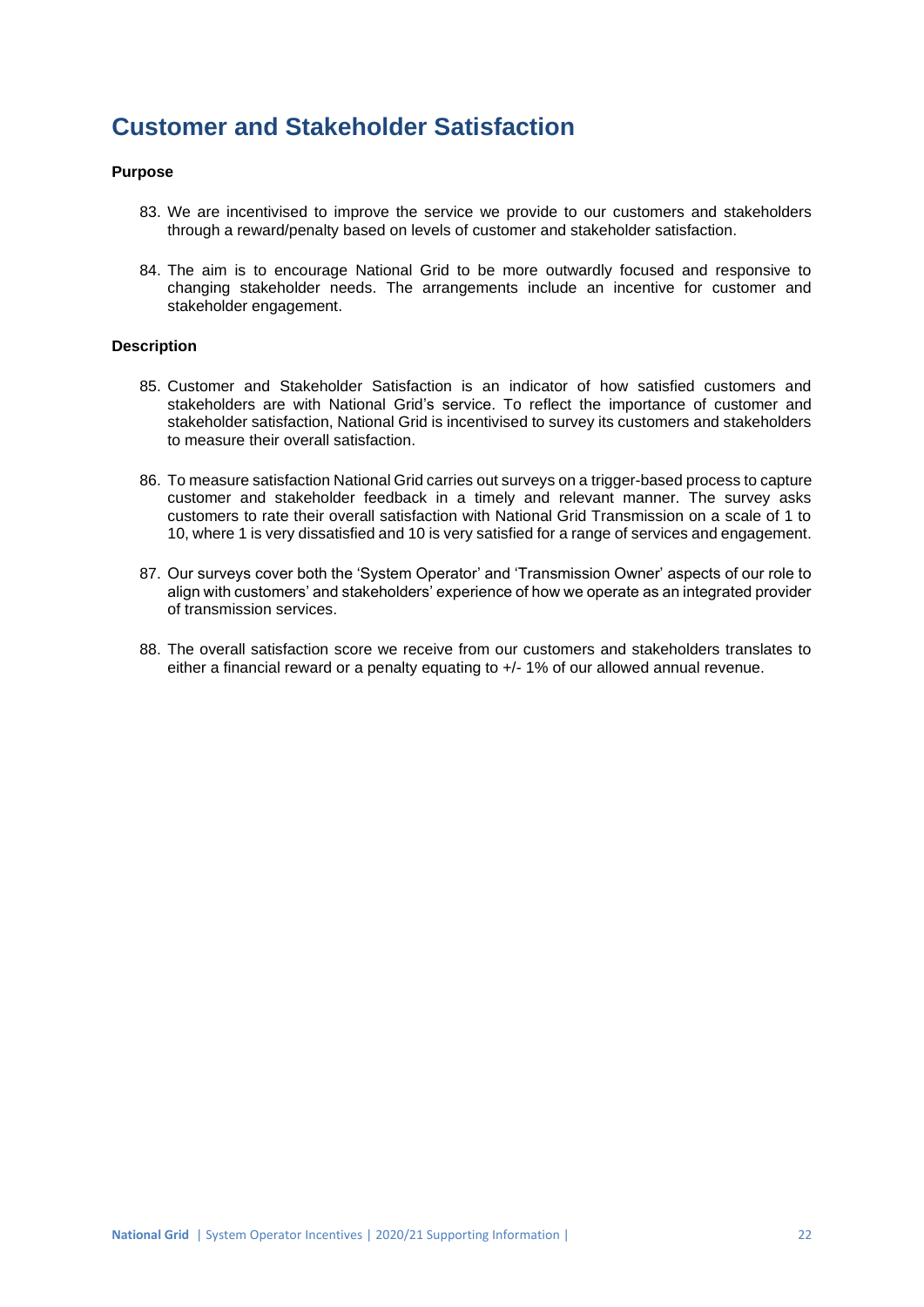# Customer and Stakeholder Satisfaction

**Purpose**

83. We are incentivised to improve the service we provide to our customers and stakeholders through a reward/penalty based on levels of customer and stakeholder satisfaction.

84. The aim is to encourage National Grid to be more outwardly focused and responsive to changing stakeholder needs. The arrangements include an incentive for customer and stakeholder engagement.

**Description**

85. Customer and Stakeholder Satisfaction is an indicator of how satisfied customers and stakeholders are with National Grid's service. To reflect the importance of customer and stakeholder satisfaction, National Grid is incentivised to survey its customers and stakeholders to measure their overall satisfaction.

86. To measure satisfaction National Grid carries out surveys on a trigger-based process to capture customer and stakeholder feedback in a timely and relevant manner. The survey asks customers to rate their overall satisfaction with National Grid Transmission on a scale of 1 to 10, where 1 is very dissatisfied and 10 is very satisfied for a range of services and engagement.

87. Our surveys cover both the 'System Operator' and 'Transmission Owner' aspects of our role to align with customers' and stakeholders' experience of how we operate as an integrated provider of transmission services.

88. The overall satisfaction score we receive from our customers and stakeholders translates to either a financial reward or a penalty equating to +/- 1% of our allowed annual revenue.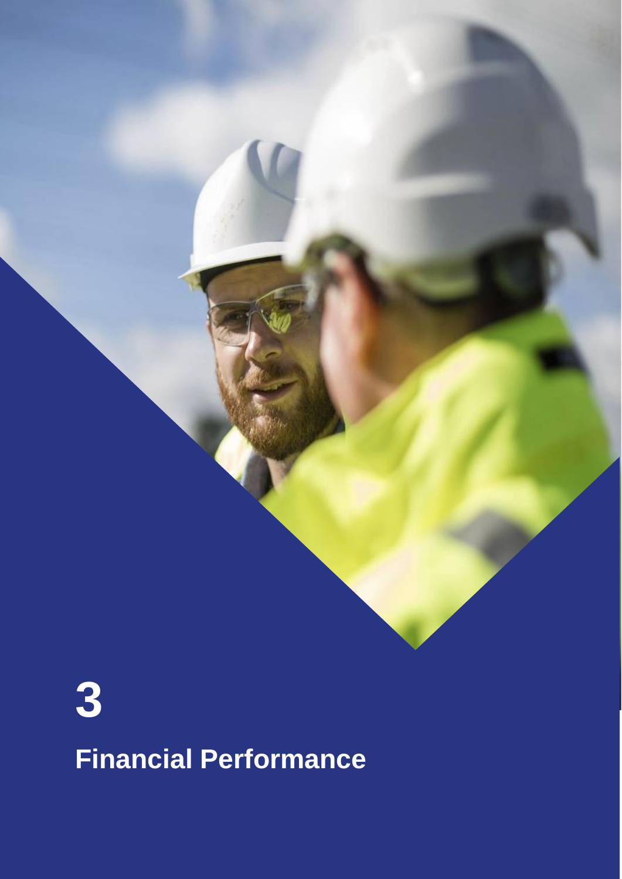# 3

# Financial Performance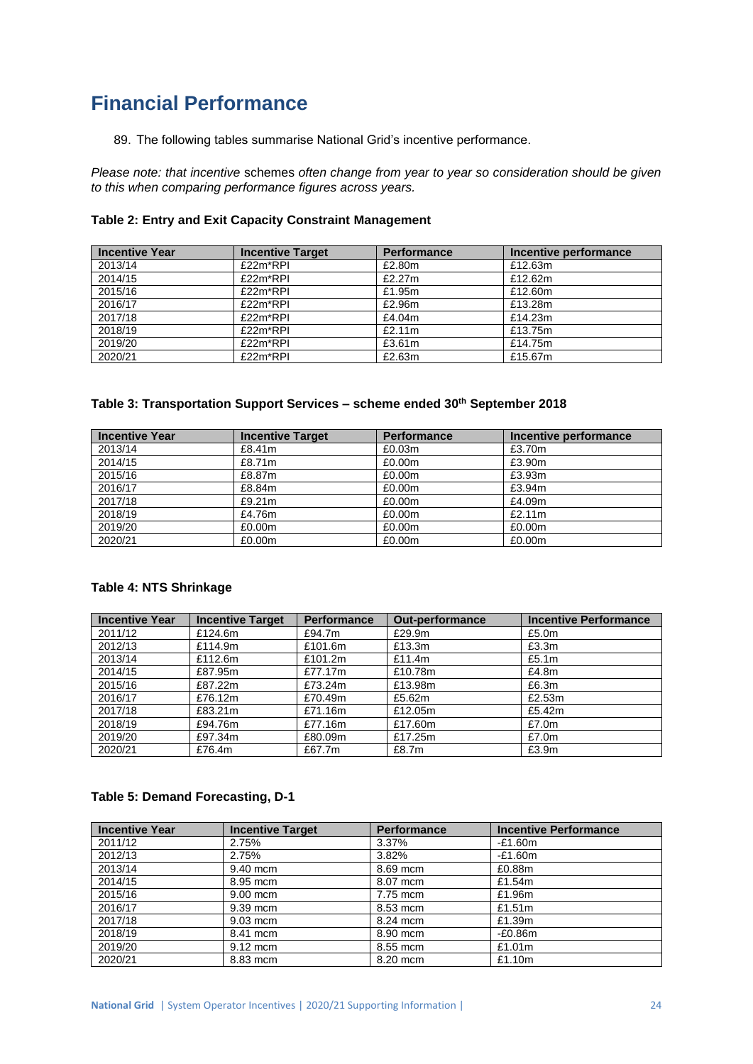# Financial Performance

89. The following tables summarise National Grid's incentive performance.

*Please note: that incentive* schemes *often change from year to year so consideration should be given to this when comparing performance figures across years.*

**Table 2: Entry and Exit Capacity Constraint Management**

| Incentive Year | Incentive Target | Performance | Incentive performance |
|---|---|---|---|
| 2013/14 | £22m*RPI | £2.80m | £12.63m |
| 2014/15 | £22m*RPI | £2.27m | £12.62m |
| 2015/16 | £22m*RPI | £1.95m | £12.60m |
| 2016/17 | £22m*RPI | £2.96m | £13.28m |
| 2017/18 | £22m*RPI | £4.04m | £14.23m |
| 2018/19 | £22m*RPI | £2.11m | £13.75m |
| 2019/20 | £22m*RPI | £3.61m | £14.75m |
| 2020/21 | £22m*RPI | £2.63m | £15.67m |

**Table 3: Transportation Support Services – scheme ended 30th September 2018**

| Incentive Year | Incentive Target | Performance | Incentive performance |
|---|---|---|---|
| 2013/14 | £8.41m | £0.03m | £3.70m |
| 2014/15 | £8.71m | £0.00m | £3.90m |
| 2015/16 | £8.87m | £0.00m | £3.93m |
| 2016/17 | £8.84m | £0.00m | £3.94m |
| 2017/18 | £9.21m | £0.00m | £4.09m |
| 2018/19 | £4.76m | £0.00m | £2.11m |
| 2019/20 | £0.00m | £0.00m | £0.00m |
| 2020/21 | £0.00m | £0.00m | £0.00m |

**Table 4: NTS Shrinkage**

| Incentive Year | Incentive Target | Performance | Out-performance | Incentive Performance |
|---|---|---|---|---|
| 2011/12 | £124.6m | £94.7m | £29.9m | £5.0m |
| 2012/13 | £114.9m | £101.6m | £13.3m | £3.3m |
| 2013/14 | £112.6m | £101.2m | £11.4m | £5.1m |
| 2014/15 | £87.95m | £77.17m | £10.78m | £4.8m |
| 2015/16 | £87.22m | £73.24m | £13.98m | £6.3m |
| 2016/17 | £76.12m | £70.49m | £5.62m | £2.53m |
| 2017/18 | £83.21m | £71.16m | £12.05m | £5.42m |
| 2018/19 | £94.76m | £77.16m | £17.60m | £7.0m |
| 2019/20 | £97.34m | £80.09m | £17.25m | £7.0m |
| 2020/21 | £76.4m | £67.7m | £8.7m | £3.9m |

**Table 5: Demand Forecasting, D-1**

| Incentive Year | Incentive Target | Performance | Incentive Performance |
|---|---|---|---|
| 2011/12 | 2.75% | 3.37% | -£1.60m |
| 2012/13 | 2.75% | 3.82% | -£1.60m |
| 2013/14 | 9.40 mcm | 8.69 mcm | £0.88m |
| 2014/15 | 8.95 mcm | 8.07 mcm | £1.54m |
| 2015/16 | 9.00 mcm | 7.75 mcm | £1.96m |
| 2016/17 | 9.39 mcm | 8.53 mcm | £1.51m |
| 2017/18 | 9.03 mcm | 8.24 mcm | £1.39m |
| 2018/19 | 8.41 mcm | 8.90 mcm | -£0.86m |
| 2019/20 | 9.12 mcm | 8.55 mcm | £1.01m |
| 2020/21 | 8.83 mcm | 8.20 mcm | £1.10m |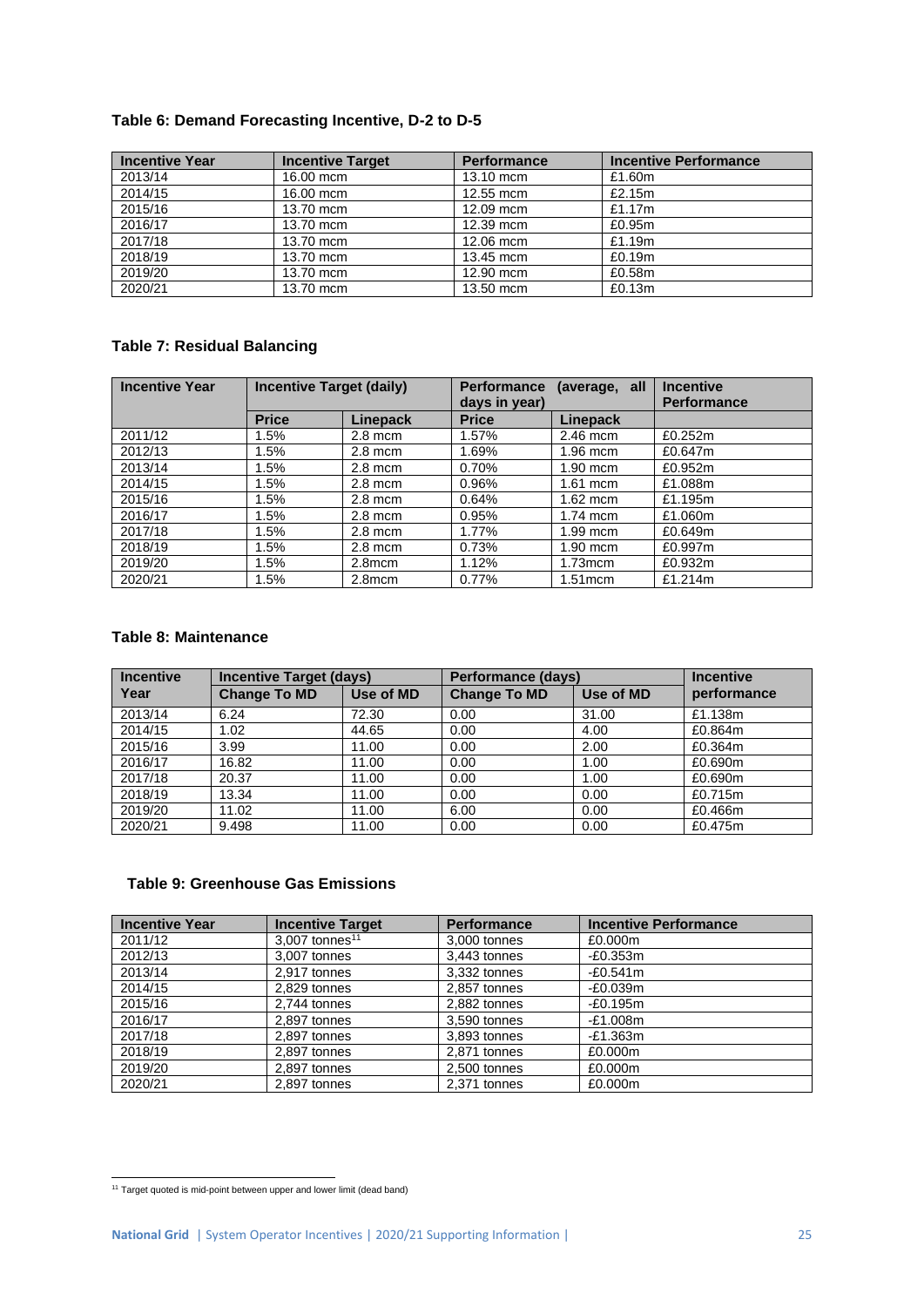### Table 6: Demand Forecasting Incentive, D-2 to D-5

| Incentive Year | Incentive Target | Performance | Incentive Performance |
|---|---|---|---|
| 2013/14 | 16.00 mcm | 13.10 mcm | £1.60m |
| 2014/15 | 16.00 mcm | 12.55 mcm | £2.15m |
| 2015/16 | 13.70 mcm | 12.09 mcm | £1.17m |
| 2016/17 | 13.70 mcm | 12.39 mcm | £0.95m |
| 2017/18 | 13.70 mcm | 12.06 mcm | £1.19m |
| 2018/19 | 13.70 mcm | 13.45 mcm | £0.19m |
| 2019/20 | 13.70 mcm | 12.90 mcm | £0.58m |
| 2020/21 | 13.70 mcm | 13.50 mcm | £0.13m |

### Table 7: Residual Balancing

| Incentive Year | Incentive Target (daily) | | Performance (average, all days in year) | | Incentive Performance |
|---|---|---|---|---|---|
| | Price | Linepack | Price | Linepack | |
| 2011/12 | 1.5% | 2.8 mcm | 1.57% | 2.46 mcm | £0.252m |
| 2012/13 | 1.5% | 2.8 mcm | 1.69% | 1.96 mcm | £0.647m |
| 2013/14 | 1.5% | 2.8 mcm | 0.70% | 1.90 mcm | £0.952m |
| 2014/15 | 1.5% | 2.8 mcm | 0.96% | 1.61 mcm | £1.088m |
| 2015/16 | 1.5% | 2.8 mcm | 0.64% | 1.62 mcm | £1.195m |
| 2016/17 | 1.5% | 2.8 mcm | 0.95% | 1.74 mcm | £1.060m |
| 2017/18 | 1.5% | 2.8 mcm | 1.77% | 1.99 mcm | £0.649m |
| 2018/19 | 1.5% | 2.8 mcm | 0.73% | 1.90 mcm | £0.997m |
| 2019/20 | 1.5% | 2.8mcm | 1.12% | 1.73mcm | £0.932m |
| 2020/21 | 1.5% | 2.8mcm | 0.77% | 1.51mcm | £1.214m |

### Table 8: Maintenance

| Incentive Year | Incentive Target (days) | | Performance (days) | | Incentive performance |
|---|---|---|---|---|---|
| | Change To MD | Use of MD | Change To MD | Use of MD | |
| 2013/14 | 6.24 | 72.30 | 0.00 | 31.00 | £1.138m |
| 2014/15 | 1.02 | 44.65 | 0.00 | 4.00 | £0.864m |
| 2015/16 | 3.99 | 11.00 | 0.00 | 2.00 | £0.364m |
| 2016/17 | 16.82 | 11.00 | 0.00 | 1.00 | £0.690m |
| 2017/18 | 20.37 | 11.00 | 0.00 | 1.00 | £0.690m |
| 2018/19 | 13.34 | 11.00 | 0.00 | 0.00 | £0.715m |
| 2019/20 | 11.02 | 11.00 | 6.00 | 0.00 | £0.466m |
| 2020/21 | 9.498 | 11.00 | 0.00 | 0.00 | £0.475m |

### Table 9: Greenhouse Gas Emissions

| Incentive Year | Incentive Target | Performance | Incentive Performance |
|---|---|---|---|
| 2011/12 | 3,007 tonnes[11] | 3,000 tonnes | £0.000m |
| 2012/13 | 3,007 tonnes | 3,443 tonnes | -£0.353m |
| 2013/14 | 2,917 tonnes | 3,332 tonnes | -£0.541m |
| 2014/15 | 2,829 tonnes | 2,857 tonnes | -£0.039m |
| 2015/16 | 2,744 tonnes | 2,882 tonnes | -£0.195m |
| 2016/17 | 2,897 tonnes | 3,590 tonnes | -£1.008m |
| 2017/18 | 2,897 tonnes | 3,893 tonnes | -£1.363m |
| 2018/19 | 2,897 tonnes | 2,871 tonnes | £0.000m |
| 2019/20 | 2,897 tonnes | 2,500 tonnes | £0.000m |
| 2020/21 | 2,897 tonnes | 2,371 tonnes | £0.000m |

[11] Target quoted is mid-point between upper and lower limit (dead band)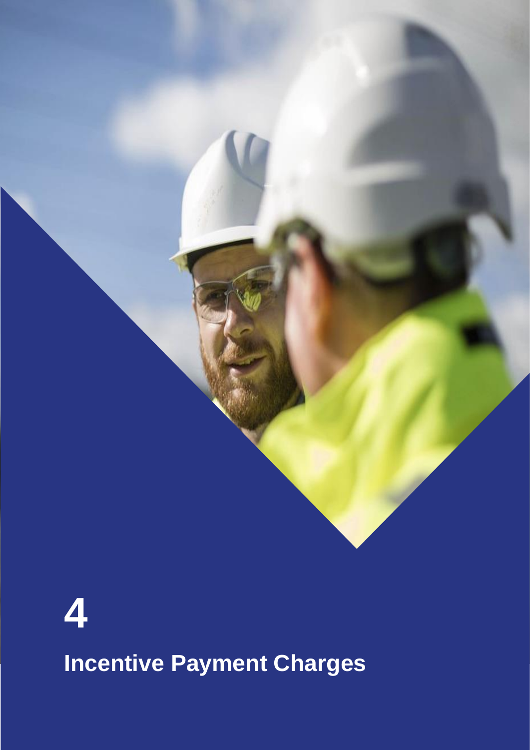# 4

# Incentive Payment Charges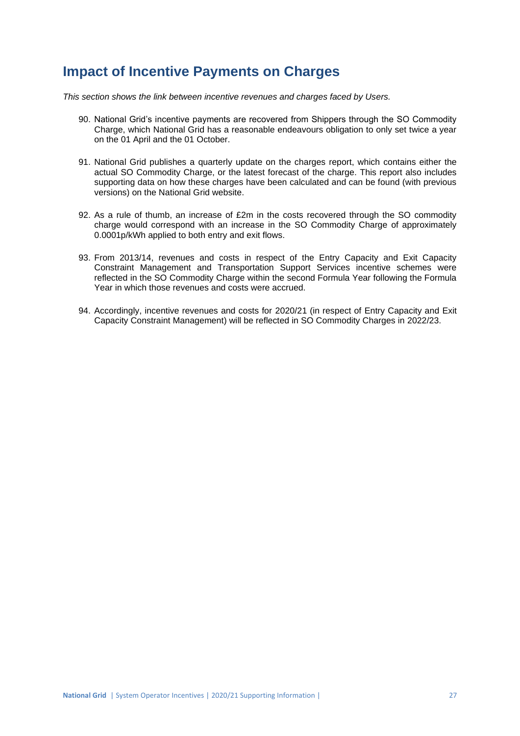## Impact of Incentive Payments on Charges

*This section shows the link between incentive revenues and charges faced by Users.*

90. National Grid's incentive payments are recovered from Shippers through the SO Commodity Charge, which National Grid has a reasonable endeavours obligation to only set twice a year on the 01 April and the 01 October.

91. National Grid publishes a quarterly update on the charges report, which contains either the actual SO Commodity Charge, or the latest forecast of the charge. This report also includes supporting data on how these charges have been calculated and can be found (with previous versions) on the National Grid website.

92. As a rule of thumb, an increase of £2m in the costs recovered through the SO commodity charge would correspond with an increase in the SO Commodity Charge of approximately 0.0001p/kWh applied to both entry and exit flows.

93. From 2013/14, revenues and costs in respect of the Entry Capacity and Exit Capacity Constraint Management and Transportation Support Services incentive schemes were reflected in the SO Commodity Charge within the second Formula Year following the Formula Year in which those revenues and costs were accrued.

94. Accordingly, incentive revenues and costs for 2020/21 (in respect of Entry Capacity and Exit Capacity Constraint Management) will be reflected in SO Commodity Charges in 2022/23.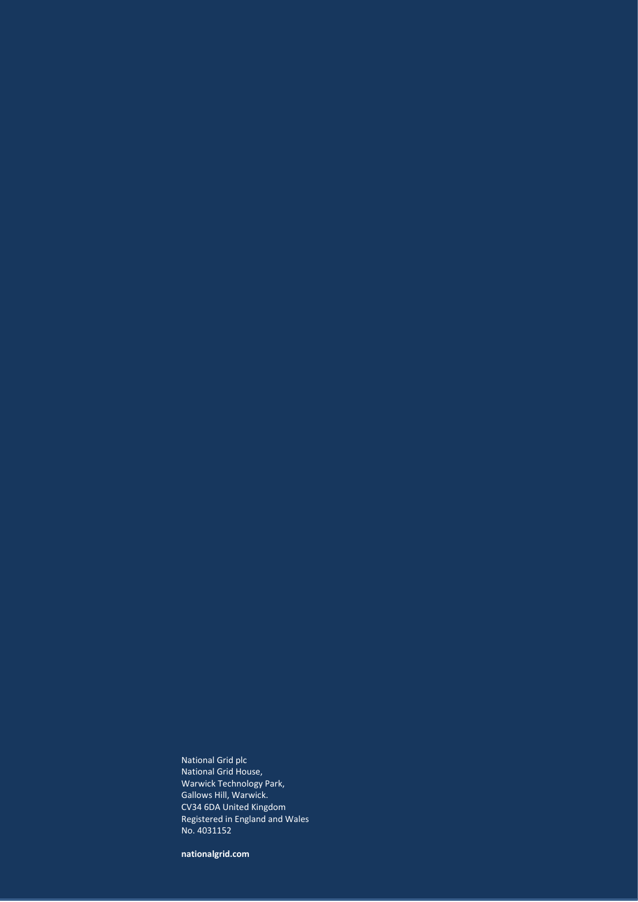National Grid plc
National Grid House,
Warwick Technology Park,
Gallows Hill, Warwick.
CV34 6DA United Kingdom
Registered in England and Wales
No. 4031152

**nationalgrid.com**